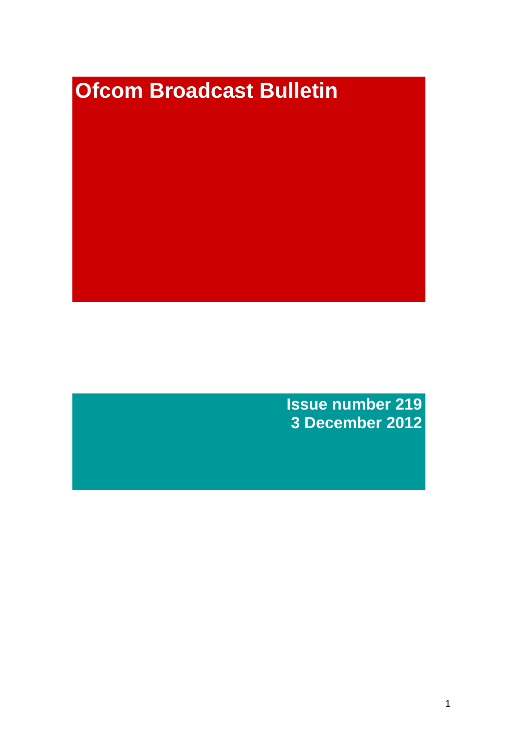# Ofcom Broadcast Bulletin

**Issue number 219**
**3 December 2012**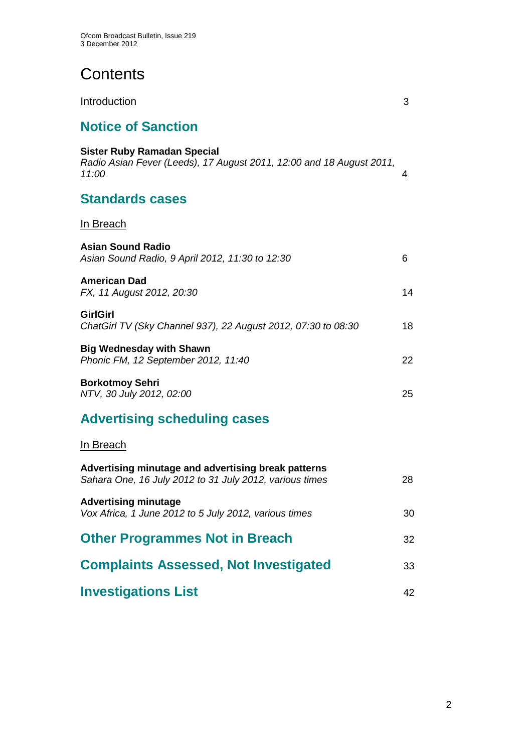# Contents

Introduction 3

## Notice of Sanction

**Sister Ruby Ramadan Special**
*Radio Asian Fever (Leeds), 17 August 2011, 12:00 and 18 August 2011, 11:00* 4

## Standards cases

In Breach

**Asian Sound Radio**
*Asian Sound Radio, 9 April 2012, 11:30 to 12:30* 6

**American Dad**
*FX, 11 August 2012, 20:30* 14

**GirlGirl**
*ChatGirl TV (Sky Channel 937), 22 August 2012, 07:30 to 08:30* 18

**Big Wednesday with Shawn**
*Phonic FM, 12 September 2012, 11:40* 22

**Borkotmoy Sehri**
*NTV, 30 July 2012, 02:00* 25

## Advertising scheduling cases

In Breach

**Advertising minutage and advertising break patterns**
*Sahara One, 16 July 2012 to 31 July 2012, various times* 28

**Advertising minutage**
*Vox Africa, 1 June 2012 to 5 July 2012, various times* 30

## Other Programmes Not in Breach 32

## Complaints Assessed, Not Investigated 33

## Investigations List 42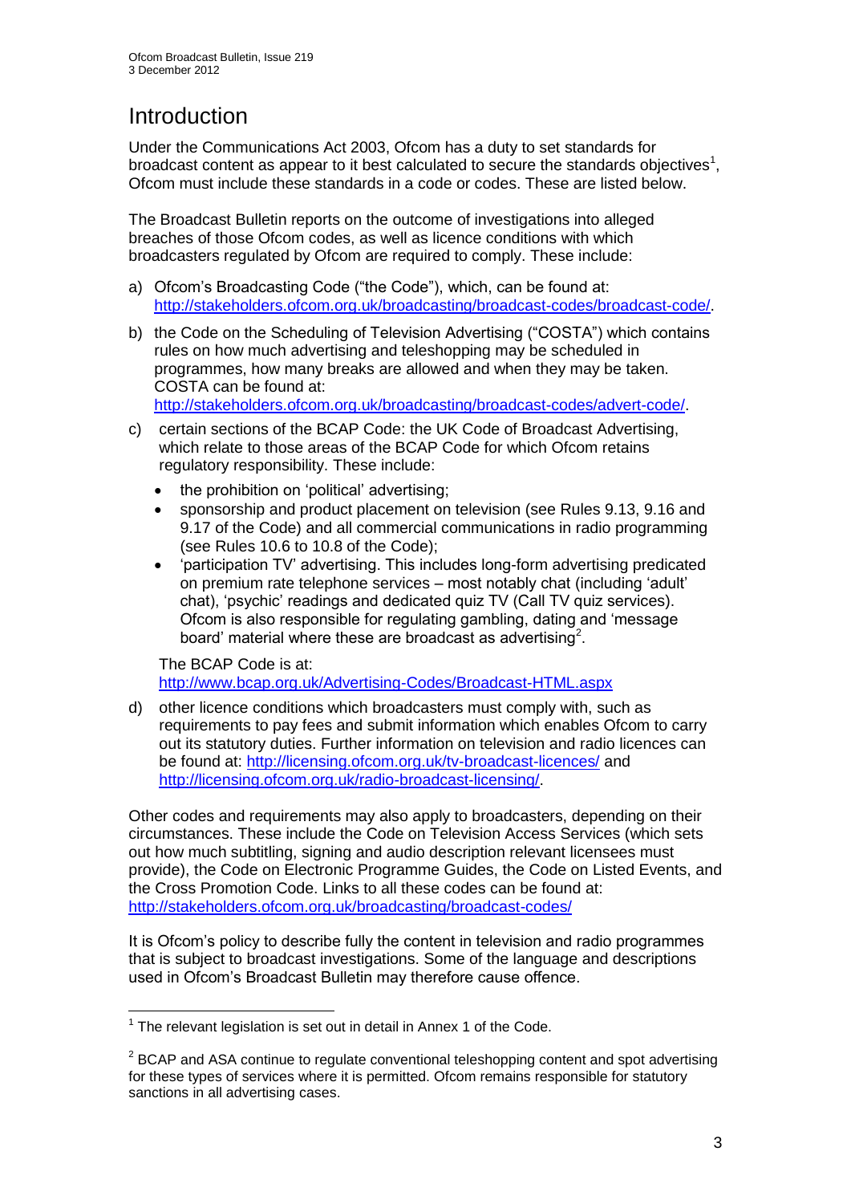# Introduction

Under the Communications Act 2003, Ofcom has a duty to set standards for broadcast content as appear to it best calculated to secure the standards objectives[1], Ofcom must include these standards in a code or codes. These are listed below.

The Broadcast Bulletin reports on the outcome of investigations into alleged breaches of those Ofcom codes, as well as licence conditions with which broadcasters regulated by Ofcom are required to comply. These include:

a) Ofcom's Broadcasting Code ("the Code"), which, can be found at: http://stakeholders.ofcom.org.uk/broadcasting/broadcast-codes/broadcast-code/.

b) the Code on the Scheduling of Television Advertising ("COSTA") which contains rules on how much advertising and teleshopping may be scheduled in programmes, how many breaks are allowed and when they may be taken. COSTA can be found at: http://stakeholders.ofcom.org.uk/broadcasting/broadcast-codes/advert-code/.

c) certain sections of the BCAP Code: the UK Code of Broadcast Advertising, which relate to those areas of the BCAP Code for which Ofcom retains regulatory responsibility. These include:

- the prohibition on 'political' advertising;
- sponsorship and product placement on television (see Rules 9.13, 9.16 and 9.17 of the Code) and all commercial communications in radio programming (see Rules 10.6 to 10.8 of the Code);
- 'participation TV' advertising. This includes long-form advertising predicated on premium rate telephone services – most notably chat (including 'adult' chat), 'psychic' readings and dedicated quiz TV (Call TV quiz services). Ofcom is also responsible for regulating gambling, dating and 'message board' material where these are broadcast as advertising[2].

The BCAP Code is at: http://www.bcap.org.uk/Advertising-Codes/Broadcast-HTML.aspx

d) other licence conditions which broadcasters must comply with, such as requirements to pay fees and submit information which enables Ofcom to carry out its statutory duties. Further information on television and radio licences can be found at: http://licensing.ofcom.org.uk/tv-broadcast-licences/ and http://licensing.ofcom.org.uk/radio-broadcast-licensing/.

Other codes and requirements may also apply to broadcasters, depending on their circumstances. These include the Code on Television Access Services (which sets out how much subtitling, signing and audio description relevant licensees must provide), the Code on Electronic Programme Guides, the Code on Listed Events, and the Cross Promotion Code. Links to all these codes can be found at: http://stakeholders.ofcom.org.uk/broadcasting/broadcast-codes/

It is Ofcom's policy to describe fully the content in television and radio programmes that is subject to broadcast investigations. Some of the language and descriptions used in Ofcom's Broadcast Bulletin may therefore cause offence.

---

[1] The relevant legislation is set out in detail in Annex 1 of the Code.

[2] BCAP and ASA continue to regulate conventional teleshopping content and spot advertising for these types of services where it is permitted. Ofcom remains responsible for statutory sanctions in all advertising cases.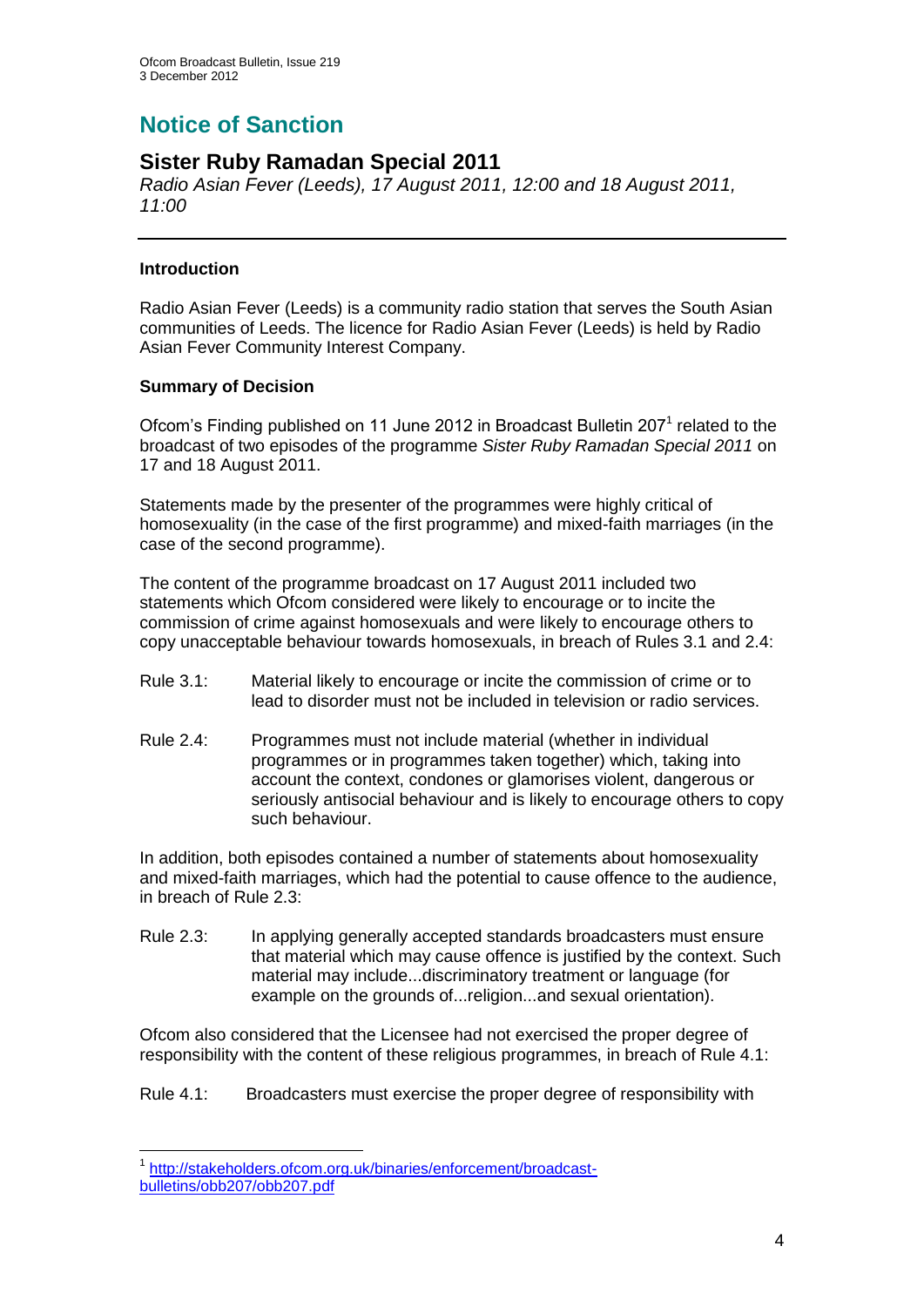# Notice of Sanction

## Sister Ruby Ramadan Special 2011

*Radio Asian Fever (Leeds), 17 August 2011, 12:00 and 18 August 2011, 11:00*

---

**Introduction**

Radio Asian Fever (Leeds) is a community radio station that serves the South Asian communities of Leeds. The licence for Radio Asian Fever (Leeds) is held by Radio Asian Fever Community Interest Company.

**Summary of Decision**

Ofcom's Finding published on 11 June 2012 in Broadcast Bulletin 207[1] related to the broadcast of two episodes of the programme *Sister Ruby Ramadan Special 2011* on 17 and 18 August 2011.

Statements made by the presenter of the programmes were highly critical of homosexuality (in the case of the first programme) and mixed-faith marriages (in the case of the second programme).

The content of the programme broadcast on 17 August 2011 included two statements which Ofcom considered were likely to encourage or to incite the commission of crime against homosexuals and were likely to encourage others to copy unacceptable behaviour towards homosexuals, in breach of Rules 3.1 and 2.4:

Rule 3.1: Material likely to encourage or incite the commission of crime or to lead to disorder must not be included in television or radio services.

Rule 2.4: Programmes must not include material (whether in individual programmes or in programmes taken together) which, taking into account the context, condones or glamorises violent, dangerous or seriously antisocial behaviour and is likely to encourage others to copy such behaviour.

In addition, both episodes contained a number of statements about homosexuality and mixed-faith marriages, which had the potential to cause offence to the audience, in breach of Rule 2.3:

Rule 2.3: In applying generally accepted standards broadcasters must ensure that material which may cause offence is justified by the context. Such material may include...discriminatory treatment or language (for example on the grounds of...religion...and sexual orientation).

Ofcom also considered that the Licensee had not exercised the proper degree of responsibility with the content of these religious programmes, in breach of Rule 4.1:

Rule 4.1: Broadcasters must exercise the proper degree of responsibility with

---

[1] http://stakeholders.ofcom.org.uk/binaries/enforcement/broadcast-bulletins/obb207/obb207.pdf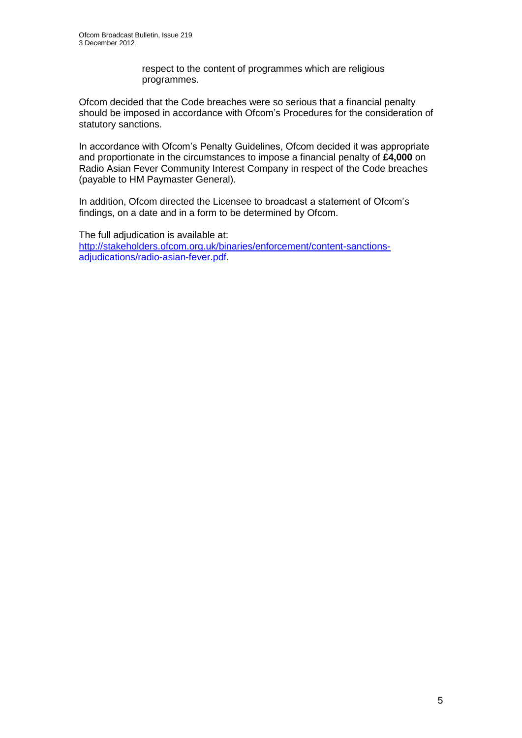respect to the content of programmes which are religious programmes.

Ofcom decided that the Code breaches were so serious that a financial penalty should be imposed in accordance with Ofcom's Procedures for the consideration of statutory sanctions.

In accordance with Ofcom's Penalty Guidelines, Ofcom decided it was appropriate and proportionate in the circumstances to impose a financial penalty of **£4,000** on Radio Asian Fever Community Interest Company in respect of the Code breaches (payable to HM Paymaster General).

In addition, Ofcom directed the Licensee to broadcast a statement of Ofcom's findings, on a date and in a form to be determined by Ofcom.

The full adjudication is available at: [http://stakeholders.ofcom.org.uk/binaries/enforcement/content-sanctions-adjudications/radio-asian-fever.pdf](http://stakeholders.ofcom.org.uk/binaries/enforcement/content-sanctions-adjudications/radio-asian-fever.pdf).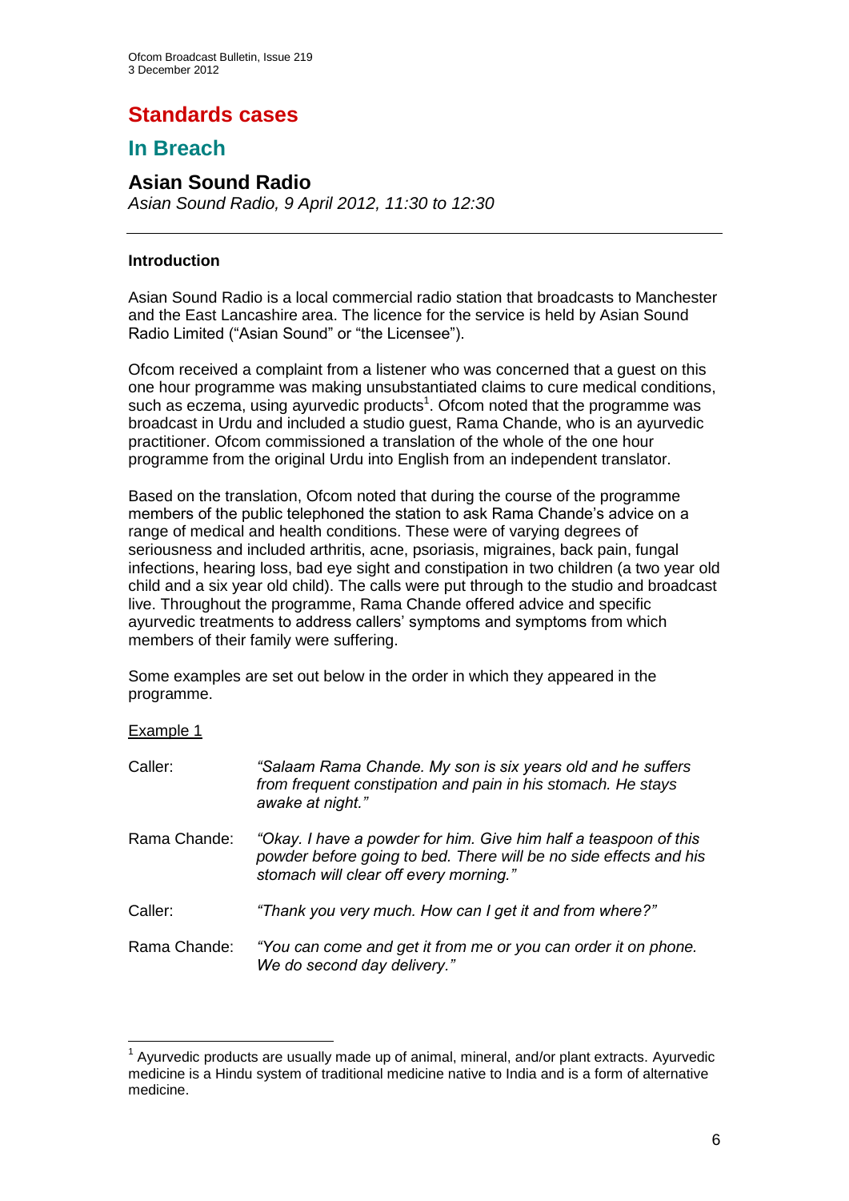# Standards cases

## In Breach

### Asian Sound Radio

*Asian Sound Radio, 9 April 2012, 11:30 to 12:30*

---

**Introduction**

Asian Sound Radio is a local commercial radio station that broadcasts to Manchester and the East Lancashire area. The licence for the service is held by Asian Sound Radio Limited ("Asian Sound" or "the Licensee").

Ofcom received a complaint from a listener who was concerned that a guest on this one hour programme was making unsubstantiated claims to cure medical conditions, such as eczema, using ayurvedic products[1]. Ofcom noted that the programme was broadcast in Urdu and included a studio guest, Rama Chande, who is an ayurvedic practitioner. Ofcom commissioned a translation of the whole of the one hour programme from the original Urdu into English from an independent translator.

Based on the translation, Ofcom noted that during the course of the programme members of the public telephoned the station to ask Rama Chande's advice on a range of medical and health conditions. These were of varying degrees of seriousness and included arthritis, acne, psoriasis, migraines, back pain, fungal infections, hearing loss, bad eye sight and constipation in two children (a two year old child and a six year old child). The calls were put through to the studio and broadcast live. Throughout the programme, Rama Chande offered advice and specific ayurvedic treatments to address callers' symptoms and symptoms from which members of their family were suffering.

Some examples are set out below in the order in which they appeared in the programme.

Example 1

Caller: *"Salaam Rama Chande. My son is six years old and he suffers from frequent constipation and pain in his stomach. He stays awake at night."*

Rama Chande: *"Okay. I have a powder for him. Give him half a teaspoon of this powder before going to bed. There will be no side effects and his stomach will clear off every morning."*

Caller: *"Thank you very much. How can I get it and from where?"*

Rama Chande: *"You can come and get it from me or you can order it on phone. We do second day delivery."*

---

[1] Ayurvedic products are usually made up of animal, mineral, and/or plant extracts. Ayurvedic medicine is a Hindu system of traditional medicine native to India and is a form of alternative medicine.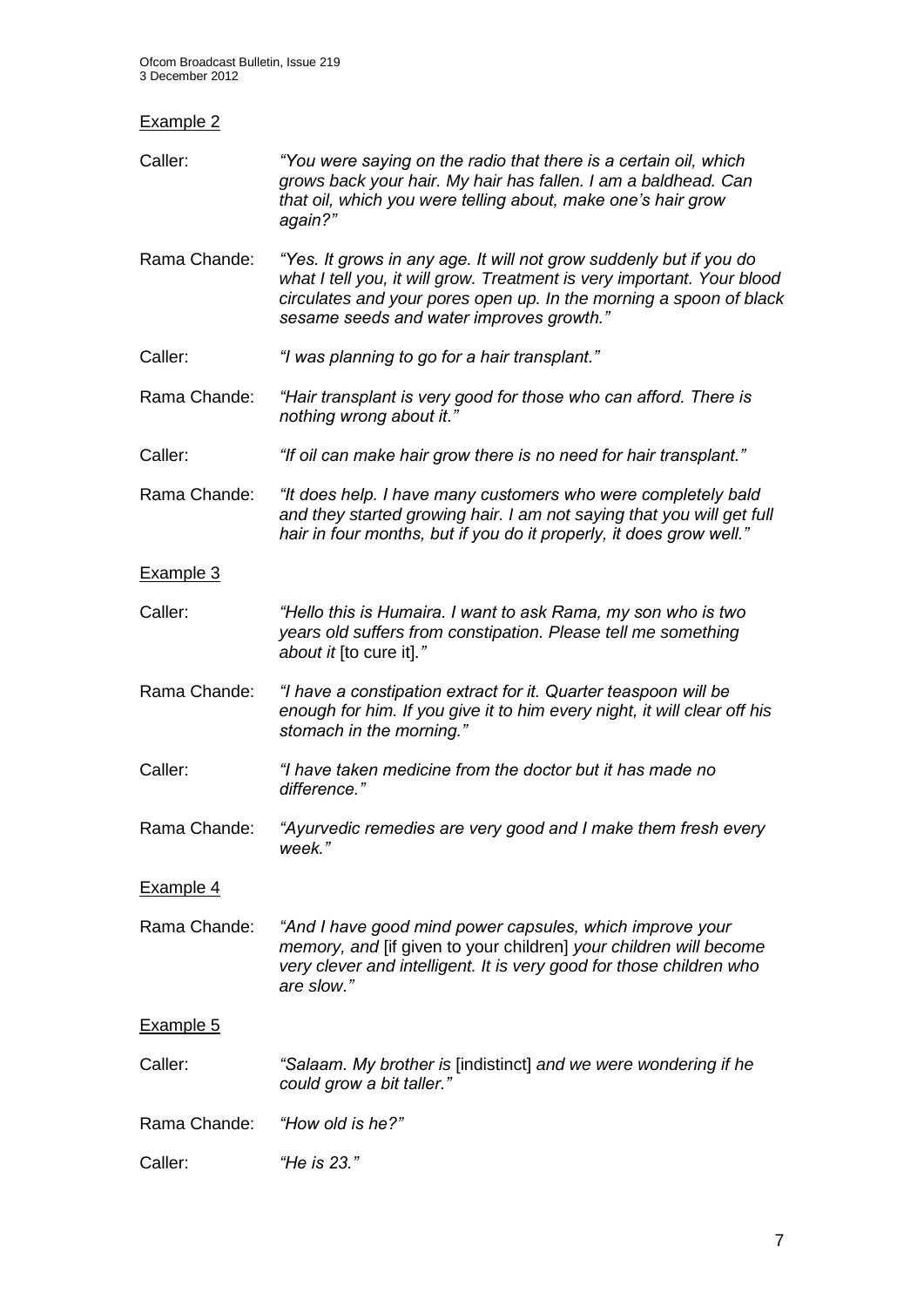Example 2

Caller: *"You were saying on the radio that there is a certain oil, which grows back your hair. My hair has fallen. I am a baldhead. Can that oil, which you were telling about, make one's hair grow again?"*

Rama Chande: *"Yes. It grows in any age. It will not grow suddenly but if you do what I tell you, it will grow. Treatment is very important. Your blood circulates and your pores open up. In the morning a spoon of black sesame seeds and water improves growth."*

Caller: *"I was planning to go for a hair transplant."*

Rama Chande: *"Hair transplant is very good for those who can afford. There is nothing wrong about it."*

Caller: *"If oil can make hair grow there is no need for hair transplant."*

Rama Chande: *"It does help. I have many customers who were completely bald and they started growing hair. I am not saying that you will get full hair in four months, but if you do it properly, it does grow well."*

Example 3

Caller: *"Hello this is Humaira. I want to ask Rama, my son who is two years old suffers from constipation. Please tell me something about it* [to cure it]*."*

Rama Chande: *"I have a constipation extract for it. Quarter teaspoon will be enough for him. If you give it to him every night, it will clear off his stomach in the morning."*

Caller: *"I have taken medicine from the doctor but it has made no difference."*

Rama Chande: *"Ayurvedic remedies are very good and I make them fresh every week."*

Example 4

Rama Chande: *"And I have good mind power capsules, which improve your memory, and* [if given to your children] *your children will become very clever and intelligent. It is very good for those children who are slow."*

Example 5

Caller: *"Salaam. My brother is* [indistinct] *and we were wondering if he could grow a bit taller."*

Rama Chande: *"How old is he?"*

Caller: *"He is 23."*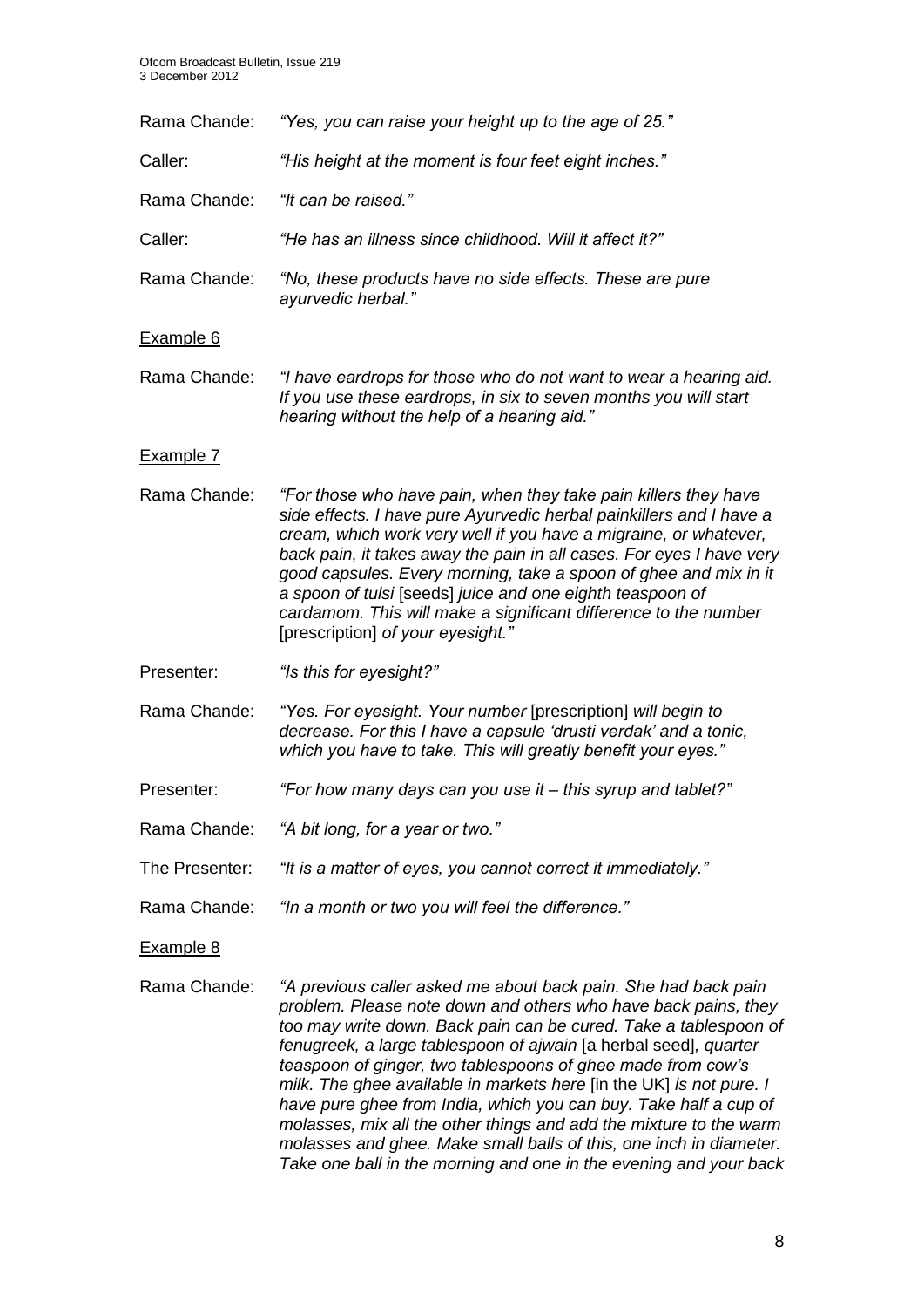Rama Chande: *"Yes, you can raise your height up to the age of 25."*

Caller: *"His height at the moment is four feet eight inches."*

Rama Chande: *"It can be raised."*

Caller: *"He has an illness since childhood. Will it affect it?"*

Rama Chande: *"No, these products have no side effects. These are pure ayurvedic herbal."*

Example 6

Rama Chande: *"I have eardrops for those who do not want to wear a hearing aid. If you use these eardrops, in six to seven months you will start hearing without the help of a hearing aid."*

Example 7

Rama Chande: *"For those who have pain, when they take pain killers they have side effects. I have pure Ayurvedic herbal painkillers and I have a cream, which work very well if you have a migraine, or whatever, back pain, it takes away the pain in all cases. For eyes I have very good capsules. Every morning, take a spoon of ghee and mix in it a spoon of tulsi* [seeds] *juice and one eighth teaspoon of cardamom. This will make a significant difference to the number* [prescription] *of your eyesight."*

Presenter: *"Is this for eyesight?"*

Rama Chande: *"Yes. For eyesight. Your number* [prescription] *will begin to decrease. For this I have a capsule 'drusti verdak' and a tonic, which you have to take. This will greatly benefit your eyes."*

Presenter: *"For how many days can you use it – this syrup and tablet?"*

Rama Chande: *"A bit long, for a year or two."*

The Presenter: *"It is a matter of eyes, you cannot correct it immediately."*

Rama Chande: *"In a month or two you will feel the difference."*

Example 8

Rama Chande: *"A previous caller asked me about back pain. She had back pain problem. Please note down and others who have back pains, they too may write down. Back pain can be cured. Take a tablespoon of fenugreek, a large tablespoon of ajwain* [a herbal seed]*, quarter teaspoon of ginger, two tablespoons of ghee made from cow's milk. The ghee available in markets here* [in the UK] *is not pure. I have pure ghee from India, which you can buy. Take half a cup of molasses, mix all the other things and add the mixture to the warm molasses and ghee. Make small balls of this, one inch in diameter. Take one ball in the morning and one in the evening and your back*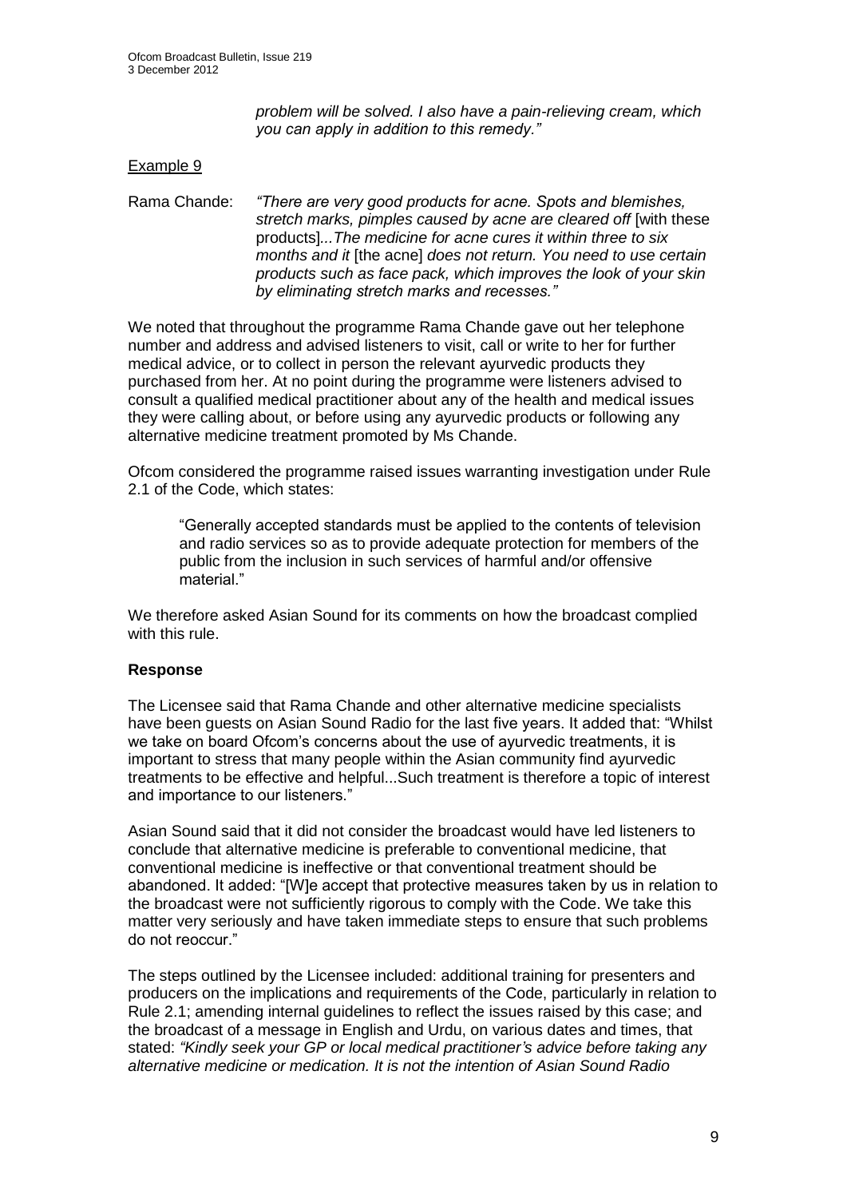*problem will be solved. I also have a pain-relieving cream, which you can apply in addition to this remedy."*

Example 9

Rama Chande: *"There are very good products for acne. Spots and blemishes, stretch marks, pimples caused by acne are cleared off* [with these products]*...The medicine for acne cures it within three to six months and it* [the acne] *does not return. You need to use certain products such as face pack, which improves the look of your skin by eliminating stretch marks and recesses."*

We noted that throughout the programme Rama Chande gave out her telephone number and address and advised listeners to visit, call or write to her for further medical advice, or to collect in person the relevant ayurvedic products they purchased from her. At no point during the programme were listeners advised to consult a qualified medical practitioner about any of the health and medical issues they were calling about, or before using any ayurvedic products or following any alternative medicine treatment promoted by Ms Chande.

Ofcom considered the programme raised issues warranting investigation under Rule 2.1 of the Code, which states:

> "Generally accepted standards must be applied to the contents of television and radio services so as to provide adequate protection for members of the public from the inclusion in such services of harmful and/or offensive material."

We therefore asked Asian Sound for its comments on how the broadcast complied with this rule.

**Response**

The Licensee said that Rama Chande and other alternative medicine specialists have been guests on Asian Sound Radio for the last five years. It added that: "Whilst we take on board Ofcom's concerns about the use of ayurvedic treatments, it is important to stress that many people within the Asian community find ayurvedic treatments to be effective and helpful...Such treatment is therefore a topic of interest and importance to our listeners."

Asian Sound said that it did not consider the broadcast would have led listeners to conclude that alternative medicine is preferable to conventional medicine, that conventional medicine is ineffective or that conventional treatment should be abandoned. It added: "[W]e accept that protective measures taken by us in relation to the broadcast were not sufficiently rigorous to comply with the Code. We take this matter very seriously and have taken immediate steps to ensure that such problems do not reoccur."

The steps outlined by the Licensee included: additional training for presenters and producers on the implications and requirements of the Code, particularly in relation to Rule 2.1; amending internal guidelines to reflect the issues raised by this case; and the broadcast of a message in English and Urdu, on various dates and times, that stated: *"Kindly seek your GP or local medical practitioner's advice before taking any alternative medicine or medication. It is not the intention of Asian Sound Radio*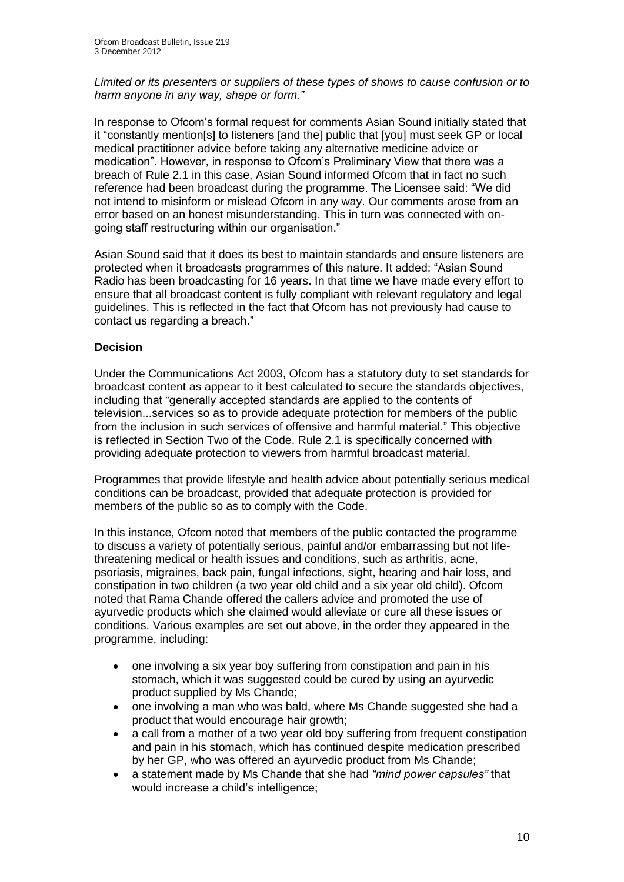*Limited or its presenters or suppliers of these types of shows to cause confusion or to harm anyone in any way, shape or form."*

In response to Ofcom's formal request for comments Asian Sound initially stated that it "constantly mention[s] to listeners [and the] public that [you] must seek GP or local medical practitioner advice before taking any alternative medicine advice or medication". However, in response to Ofcom's Preliminary View that there was a breach of Rule 2.1 in this case, Asian Sound informed Ofcom that in fact no such reference had been broadcast during the programme. The Licensee said: "We did not intend to misinform or mislead Ofcom in any way. Our comments arose from an error based on an honest misunderstanding. This in turn was connected with on-going staff restructuring within our organisation."

Asian Sound said that it does its best to maintain standards and ensure listeners are protected when it broadcasts programmes of this nature. It added: "Asian Sound Radio has been broadcasting for 16 years. In that time we have made every effort to ensure that all broadcast content is fully compliant with relevant regulatory and legal guidelines. This is reflected in the fact that Ofcom has not previously had cause to contact us regarding a breach."

**Decision**

Under the Communications Act 2003, Ofcom has a statutory duty to set standards for broadcast content as appear to it best calculated to secure the standards objectives, including that "generally accepted standards are applied to the contents of television...services so as to provide adequate protection for members of the public from the inclusion in such services of offensive and harmful material." This objective is reflected in Section Two of the Code. Rule 2.1 is specifically concerned with providing adequate protection to viewers from harmful broadcast material.

Programmes that provide lifestyle and health advice about potentially serious medical conditions can be broadcast, provided that adequate protection is provided for members of the public so as to comply with the Code.

In this instance, Ofcom noted that members of the public contacted the programme to discuss a variety of potentially serious, painful and/or embarrassing but not life-threatening medical or health issues and conditions, such as arthritis, acne, psoriasis, migraines, back pain, fungal infections, sight, hearing and hair loss, and constipation in two children (a two year old child and a six year old child). Ofcom noted that Rama Chande offered the callers advice and promoted the use of ayurvedic products which she claimed would alleviate or cure all these issues or conditions. Various examples are set out above, in the order they appeared in the programme, including:

- one involving a six year boy suffering from constipation and pain in his stomach, which it was suggested could be cured by using an ayurvedic product supplied by Ms Chande;
- one involving a man who was bald, where Ms Chande suggested she had a product that would encourage hair growth;
- a call from a mother of a two year old boy suffering from frequent constipation and pain in his stomach, which has continued despite medication prescribed by her GP, who was offered an ayurvedic product from Ms Chande;
- a statement made by Ms Chande that she had *"mind power capsules"* that would increase a child's intelligence;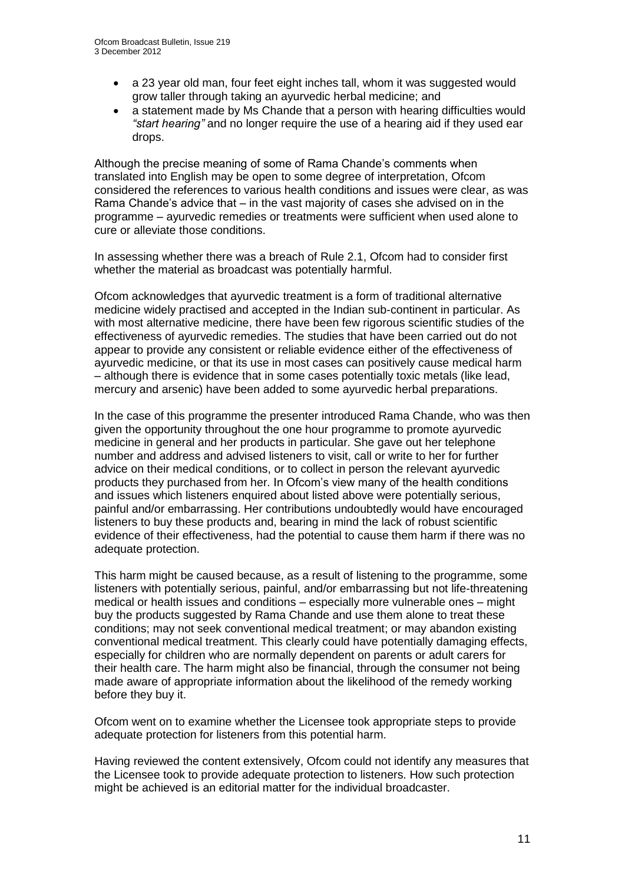- a 23 year old man, four feet eight inches tall, whom it was suggested would grow taller through taking an ayurvedic herbal medicine; and
- a statement made by Ms Chande that a person with hearing difficulties would *"start hearing"* and no longer require the use of a hearing aid if they used ear drops.

Although the precise meaning of some of Rama Chande's comments when translated into English may be open to some degree of interpretation, Ofcom considered the references to various health conditions and issues were clear, as was Rama Chande's advice that – in the vast majority of cases she advised on in the programme – ayurvedic remedies or treatments were sufficient when used alone to cure or alleviate those conditions.

In assessing whether there was a breach of Rule 2.1, Ofcom had to consider first whether the material as broadcast was potentially harmful.

Ofcom acknowledges that ayurvedic treatment is a form of traditional alternative medicine widely practised and accepted in the Indian sub-continent in particular. As with most alternative medicine, there have been few rigorous scientific studies of the effectiveness of ayurvedic remedies. The studies that have been carried out do not appear to provide any consistent or reliable evidence either of the effectiveness of ayurvedic medicine, or that its use in most cases can positively cause medical harm – although there is evidence that in some cases potentially toxic metals (like lead, mercury and arsenic) have been added to some ayurvedic herbal preparations.

In the case of this programme the presenter introduced Rama Chande, who was then given the opportunity throughout the one hour programme to promote ayurvedic medicine in general and her products in particular. She gave out her telephone number and address and advised listeners to visit, call or write to her for further advice on their medical conditions, or to collect in person the relevant ayurvedic products they purchased from her. In Ofcom's view many of the health conditions and issues which listeners enquired about listed above were potentially serious, painful and/or embarrassing. Her contributions undoubtedly would have encouraged listeners to buy these products and, bearing in mind the lack of robust scientific evidence of their effectiveness, had the potential to cause them harm if there was no adequate protection.

This harm might be caused because, as a result of listening to the programme, some listeners with potentially serious, painful, and/or embarrassing but not life-threatening medical or health issues and conditions – especially more vulnerable ones – might buy the products suggested by Rama Chande and use them alone to treat these conditions; may not seek conventional medical treatment; or may abandon existing conventional medical treatment. This clearly could have potentially damaging effects, especially for children who are normally dependent on parents or adult carers for their health care. The harm might also be financial, through the consumer not being made aware of appropriate information about the likelihood of the remedy working before they buy it.

Ofcom went on to examine whether the Licensee took appropriate steps to provide adequate protection for listeners from this potential harm.

Having reviewed the content extensively, Ofcom could not identify any measures that the Licensee took to provide adequate protection to listeners. How such protection might be achieved is an editorial matter for the individual broadcaster.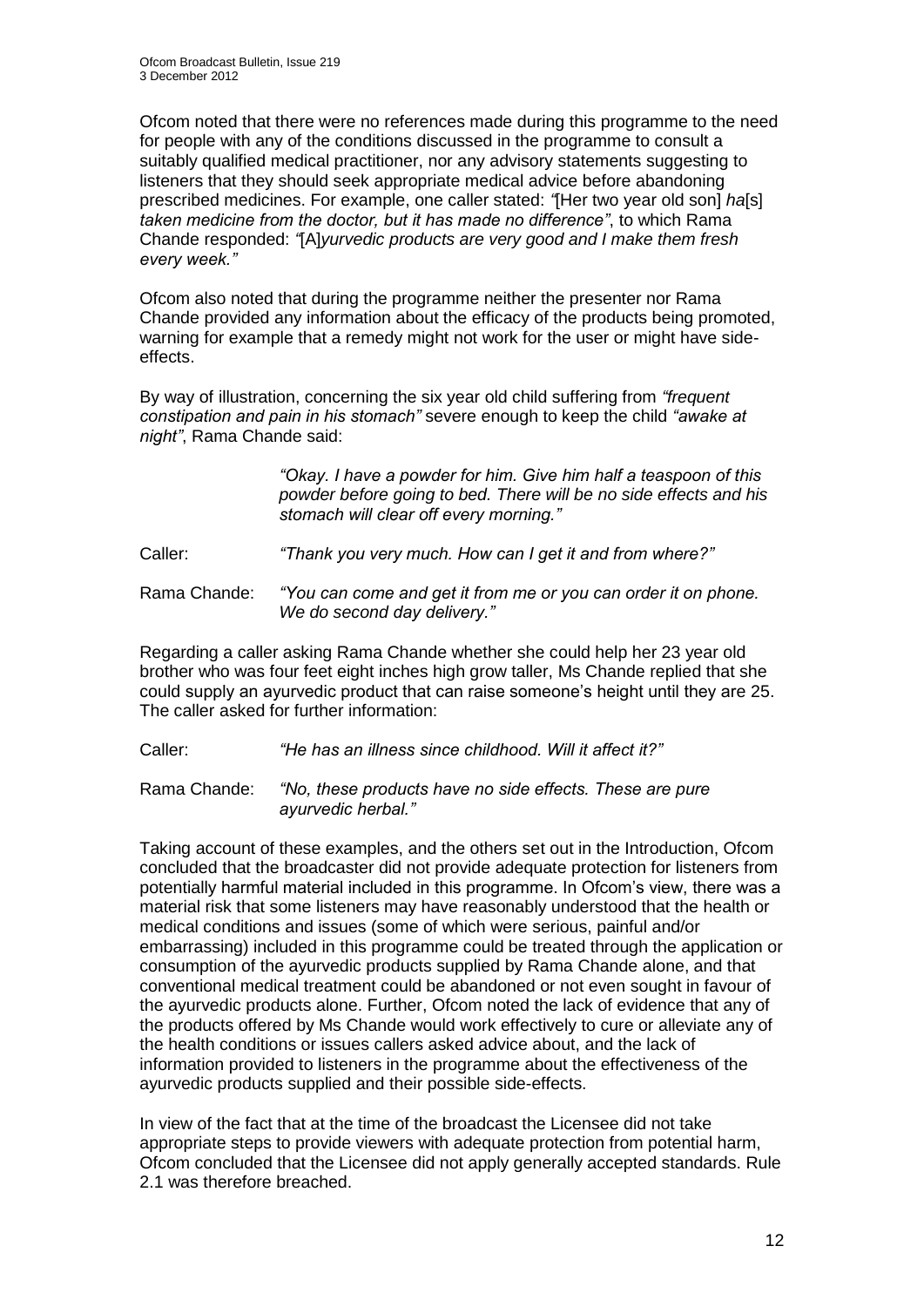Ofcom noted that there were no references made during this programme to the need for people with any of the conditions discussed in the programme to consult a suitably qualified medical practitioner, nor any advisory statements suggesting to listeners that they should seek appropriate medical advice before abandoning prescribed medicines. For example, one caller stated: *"*[Her two year old son] *ha*[s] *taken medicine from the doctor, but it has made no difference"*, to which Rama Chande responded: *"*[A]*yurvedic products are very good and I make them fresh every week."*

Ofcom also noted that during the programme neither the presenter nor Rama Chande provided any information about the efficacy of the products being promoted, warning for example that a remedy might not work for the user or might have side-effects.

By way of illustration, concerning the six year old child suffering from *"frequent constipation and pain in his stomach"* severe enough to keep the child *"awake at night"*, Rama Chande said:

> *"Okay. I have a powder for him. Give him half a teaspoon of this powder before going to bed. There will be no side effects and his stomach will clear off every morning."*

Caller: *"Thank you very much. How can I get it and from where?"*

Rama Chande: *"You can come and get it from me or you can order it on phone. We do second day delivery."*

Regarding a caller asking Rama Chande whether she could help her 23 year old brother who was four feet eight inches high grow taller, Ms Chande replied that she could supply an ayurvedic product that can raise someone's height until they are 25. The caller asked for further information:

Caller: *"He has an illness since childhood. Will it affect it?"*

Rama Chande: *"No, these products have no side effects. These are pure ayurvedic herbal."*

Taking account of these examples, and the others set out in the Introduction, Ofcom concluded that the broadcaster did not provide adequate protection for listeners from potentially harmful material included in this programme. In Ofcom's view, there was a material risk that some listeners may have reasonably understood that the health or medical conditions and issues (some of which were serious, painful and/or embarrassing) included in this programme could be treated through the application or consumption of the ayurvedic products supplied by Rama Chande alone, and that conventional medical treatment could be abandoned or not even sought in favour of the ayurvedic products alone. Further, Ofcom noted the lack of evidence that any of the products offered by Ms Chande would work effectively to cure or alleviate any of the health conditions or issues callers asked advice about, and the lack of information provided to listeners in the programme about the effectiveness of the ayurvedic products supplied and their possible side-effects.

In view of the fact that at the time of the broadcast the Licensee did not take appropriate steps to provide viewers with adequate protection from potential harm, Ofcom concluded that the Licensee did not apply generally accepted standards. Rule 2.1 was therefore breached.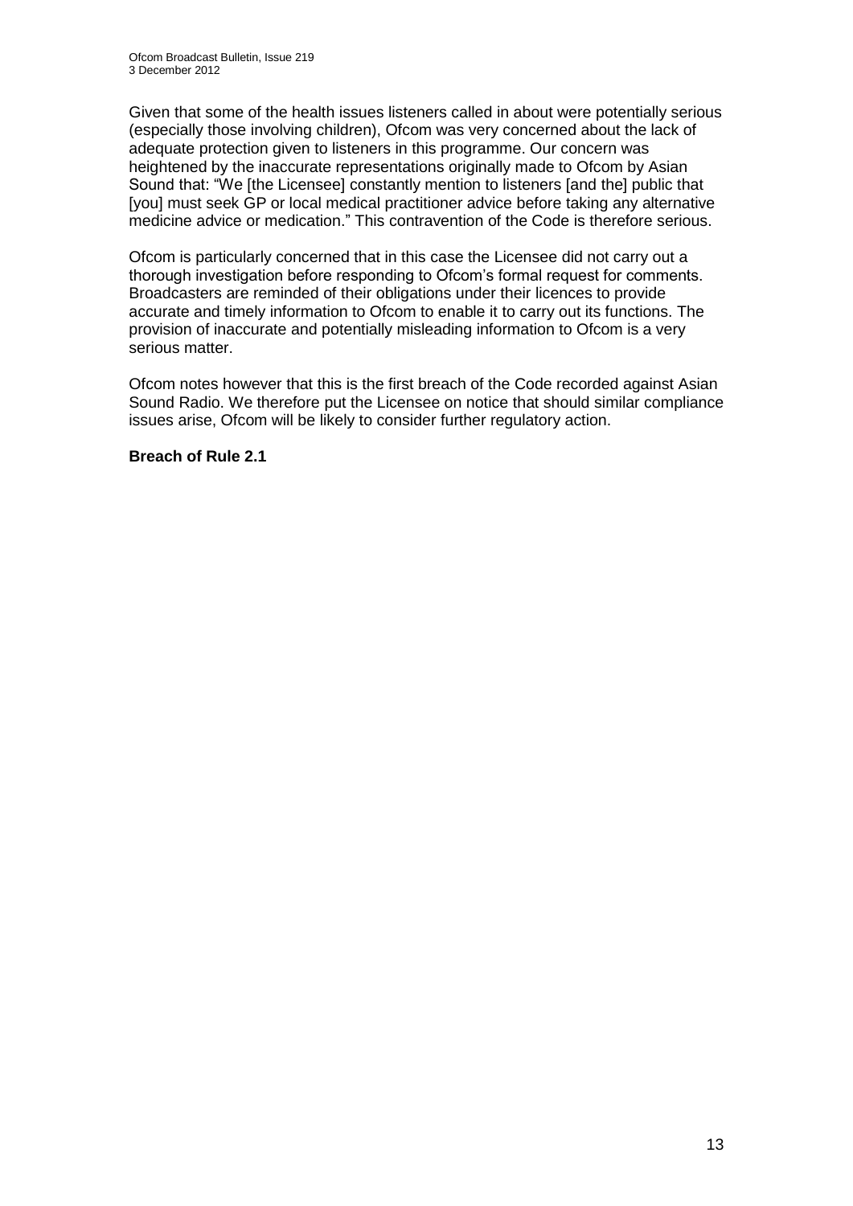Given that some of the health issues listeners called in about were potentially serious (especially those involving children), Ofcom was very concerned about the lack of adequate protection given to listeners in this programme. Our concern was heightened by the inaccurate representations originally made to Ofcom by Asian Sound that: "We [the Licensee] constantly mention to listeners [and the] public that [you] must seek GP or local medical practitioner advice before taking any alternative medicine advice or medication." This contravention of the Code is therefore serious.

Ofcom is particularly concerned that in this case the Licensee did not carry out a thorough investigation before responding to Ofcom's formal request for comments. Broadcasters are reminded of their obligations under their licences to provide accurate and timely information to Ofcom to enable it to carry out its functions. The provision of inaccurate and potentially misleading information to Ofcom is a very serious matter.

Ofcom notes however that this is the first breach of the Code recorded against Asian Sound Radio. We therefore put the Licensee on notice that should similar compliance issues arise, Ofcom will be likely to consider further regulatory action.

**Breach of Rule 2.1**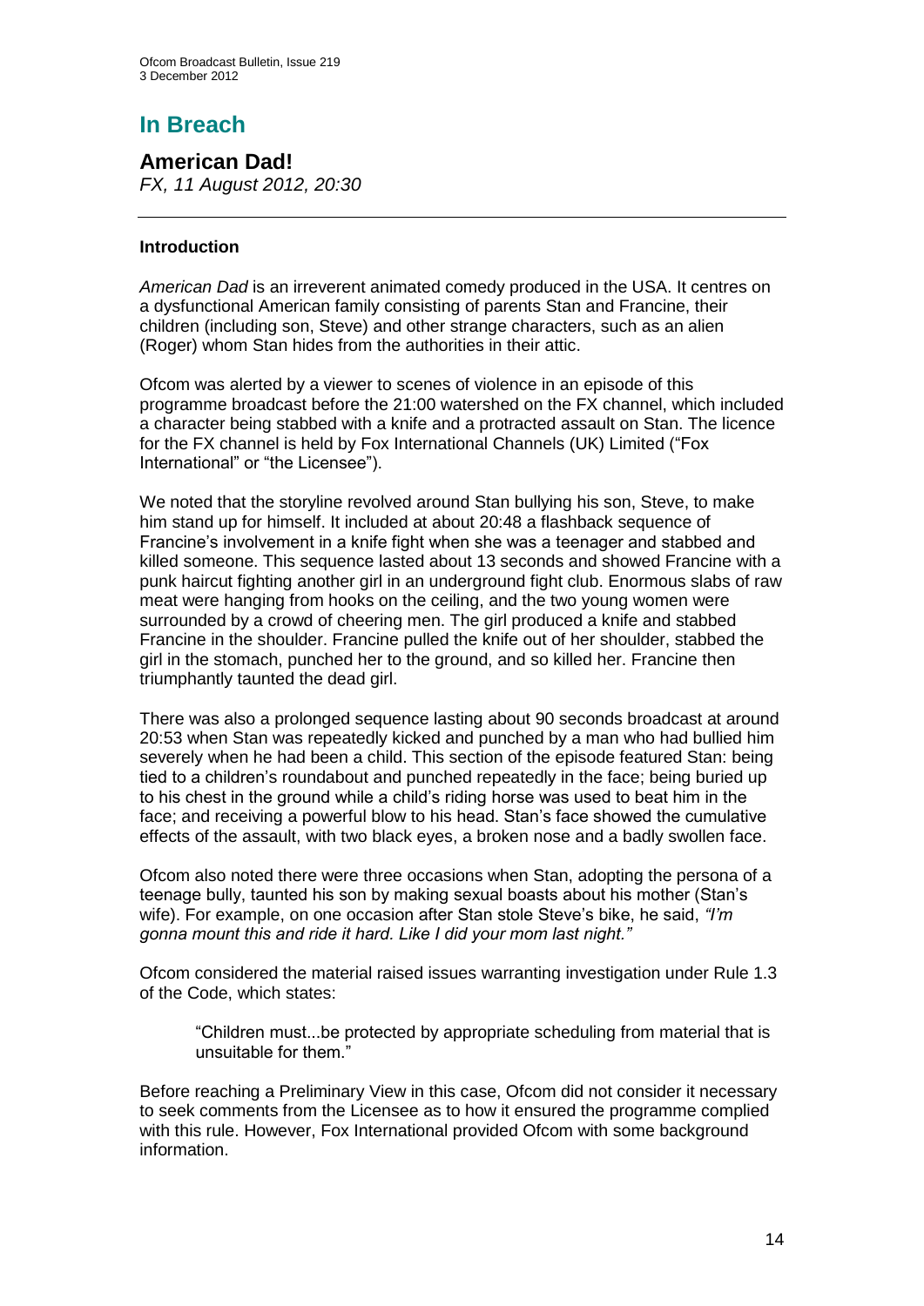# In Breach

## American Dad!

*FX, 11 August 2012, 20:30*

---

### Introduction

*American Dad* is an irreverent animated comedy produced in the USA. It centres on a dysfunctional American family consisting of parents Stan and Francine, their children (including son, Steve) and other strange characters, such as an alien (Roger) whom Stan hides from the authorities in their attic.

Ofcom was alerted by a viewer to scenes of violence in an episode of this programme broadcast before the 21:00 watershed on the FX channel, which included a character being stabbed with a knife and a protracted assault on Stan. The licence for the FX channel is held by Fox International Channels (UK) Limited ("Fox International" or "the Licensee").

We noted that the storyline revolved around Stan bullying his son, Steve, to make him stand up for himself. It included at about 20:48 a flashback sequence of Francine's involvement in a knife fight when she was a teenager and stabbed and killed someone. This sequence lasted about 13 seconds and showed Francine with a punk haircut fighting another girl in an underground fight club. Enormous slabs of raw meat were hanging from hooks on the ceiling, and the two young women were surrounded by a crowd of cheering men. The girl produced a knife and stabbed Francine in the shoulder. Francine pulled the knife out of her shoulder, stabbed the girl in the stomach, punched her to the ground, and so killed her. Francine then triumphantly taunted the dead girl.

There was also a prolonged sequence lasting about 90 seconds broadcast at around 20:53 when Stan was repeatedly kicked and punched by a man who had bullied him severely when he had been a child. This section of the episode featured Stan: being tied to a children's roundabout and punched repeatedly in the face; being buried up to his chest in the ground while a child's riding horse was used to beat him in the face; and receiving a powerful blow to his head. Stan's face showed the cumulative effects of the assault, with two black eyes, a broken nose and a badly swollen face.

Ofcom also noted there were three occasions when Stan, adopting the persona of a teenage bully, taunted his son by making sexual boasts about his mother (Stan's wife). For example, on one occasion after Stan stole Steve's bike, he said, *"I'm gonna mount this and ride it hard. Like I did your mom last night."*

Ofcom considered the material raised issues warranting investigation under Rule 1.3 of the Code, which states:

> "Children must...be protected by appropriate scheduling from material that is unsuitable for them."

Before reaching a Preliminary View in this case, Ofcom did not consider it necessary to seek comments from the Licensee as to how it ensured the programme complied with this rule. However, Fox International provided Ofcom with some background information.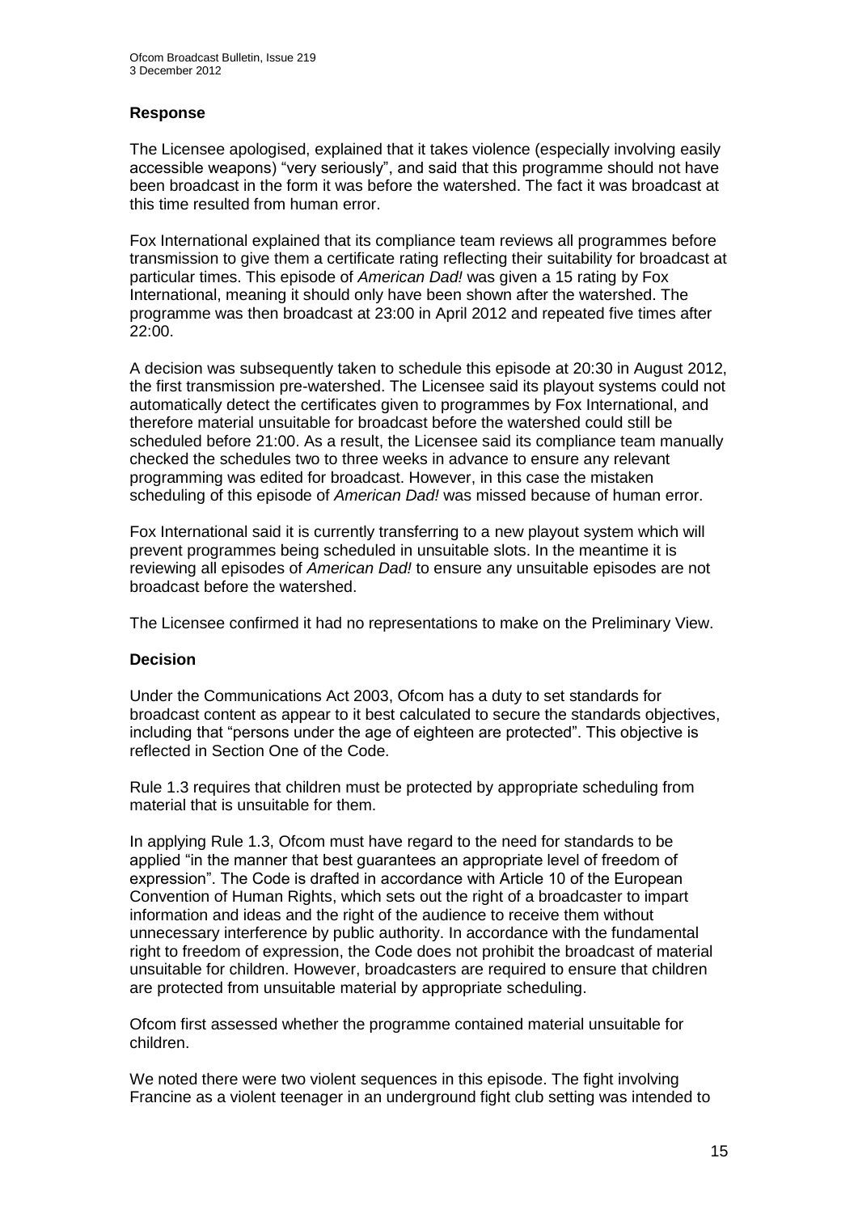### Response

The Licensee apologised, explained that it takes violence (especially involving easily accessible weapons) "very seriously", and said that this programme should not have been broadcast in the form it was before the watershed. The fact it was broadcast at this time resulted from human error.

Fox International explained that its compliance team reviews all programmes before transmission to give them a certificate rating reflecting their suitability for broadcast at particular times. This episode of *American Dad!* was given a 15 rating by Fox International, meaning it should only have been shown after the watershed. The programme was then broadcast at 23:00 in April 2012 and repeated five times after 22:00.

A decision was subsequently taken to schedule this episode at 20:30 in August 2012, the first transmission pre-watershed. The Licensee said its playout systems could not automatically detect the certificates given to programmes by Fox International, and therefore material unsuitable for broadcast before the watershed could still be scheduled before 21:00. As a result, the Licensee said its compliance team manually checked the schedules two to three weeks in advance to ensure any relevant programming was edited for broadcast. However, in this case the mistaken scheduling of this episode of *American Dad!* was missed because of human error.

Fox International said it is currently transferring to a new playout system which will prevent programmes being scheduled in unsuitable slots. In the meantime it is reviewing all episodes of *American Dad!* to ensure any unsuitable episodes are not broadcast before the watershed.

The Licensee confirmed it had no representations to make on the Preliminary View.

### Decision

Under the Communications Act 2003, Ofcom has a duty to set standards for broadcast content as appear to it best calculated to secure the standards objectives, including that "persons under the age of eighteen are protected". This objective is reflected in Section One of the Code.

Rule 1.3 requires that children must be protected by appropriate scheduling from material that is unsuitable for them.

In applying Rule 1.3, Ofcom must have regard to the need for standards to be applied "in the manner that best guarantees an appropriate level of freedom of expression". The Code is drafted in accordance with Article 10 of the European Convention of Human Rights, which sets out the right of a broadcaster to impart information and ideas and the right of the audience to receive them without unnecessary interference by public authority. In accordance with the fundamental right to freedom of expression, the Code does not prohibit the broadcast of material unsuitable for children. However, broadcasters are required to ensure that children are protected from unsuitable material by appropriate scheduling.

Ofcom first assessed whether the programme contained material unsuitable for children.

We noted there were two violent sequences in this episode. The fight involving Francine as a violent teenager in an underground fight club setting was intended to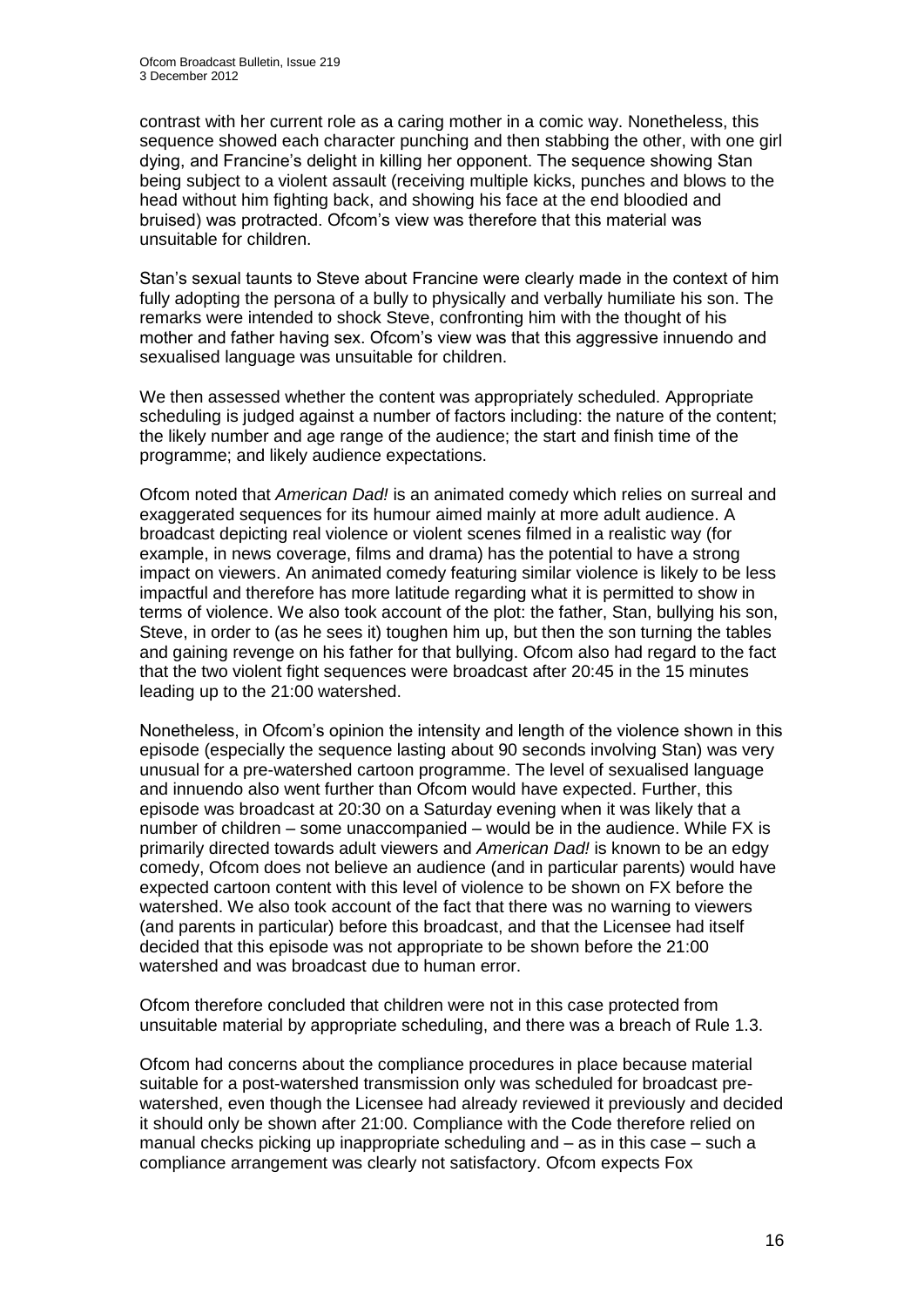contrast with her current role as a caring mother in a comic way. Nonetheless, this sequence showed each character punching and then stabbing the other, with one girl dying, and Francine's delight in killing her opponent. The sequence showing Stan being subject to a violent assault (receiving multiple kicks, punches and blows to the head without him fighting back, and showing his face at the end bloodied and bruised) was protracted. Ofcom's view was therefore that this material was unsuitable for children.

Stan's sexual taunts to Steve about Francine were clearly made in the context of him fully adopting the persona of a bully to physically and verbally humiliate his son. The remarks were intended to shock Steve, confronting him with the thought of his mother and father having sex. Ofcom's view was that this aggressive innuendo and sexualised language was unsuitable for children.

We then assessed whether the content was appropriately scheduled. Appropriate scheduling is judged against a number of factors including: the nature of the content; the likely number and age range of the audience; the start and finish time of the programme; and likely audience expectations.

Ofcom noted that *American Dad!* is an animated comedy which relies on surreal and exaggerated sequences for its humour aimed mainly at more adult audience. A broadcast depicting real violence or violent scenes filmed in a realistic way (for example, in news coverage, films and drama) has the potential to have a strong impact on viewers. An animated comedy featuring similar violence is likely to be less impactful and therefore has more latitude regarding what it is permitted to show in terms of violence. We also took account of the plot: the father, Stan, bullying his son, Steve, in order to (as he sees it) toughen him up, but then the son turning the tables and gaining revenge on his father for that bullying. Ofcom also had regard to the fact that the two violent fight sequences were broadcast after 20:45 in the 15 minutes leading up to the 21:00 watershed.

Nonetheless, in Ofcom's opinion the intensity and length of the violence shown in this episode (especially the sequence lasting about 90 seconds involving Stan) was very unusual for a pre-watershed cartoon programme. The level of sexualised language and innuendo also went further than Ofcom would have expected. Further, this episode was broadcast at 20:30 on a Saturday evening when it was likely that a number of children – some unaccompanied – would be in the audience. While FX is primarily directed towards adult viewers and *American Dad!* is known to be an edgy comedy, Ofcom does not believe an audience (and in particular parents) would have expected cartoon content with this level of violence to be shown on FX before the watershed. We also took account of the fact that there was no warning to viewers (and parents in particular) before this broadcast, and that the Licensee had itself decided that this episode was not appropriate to be shown before the 21:00 watershed and was broadcast due to human error.

Ofcom therefore concluded that children were not in this case protected from unsuitable material by appropriate scheduling, and there was a breach of Rule 1.3.

Ofcom had concerns about the compliance procedures in place because material suitable for a post-watershed transmission only was scheduled for broadcast pre-watershed, even though the Licensee had already reviewed it previously and decided it should only be shown after 21:00. Compliance with the Code therefore relied on manual checks picking up inappropriate scheduling and – as in this case – such a compliance arrangement was clearly not satisfactory. Ofcom expects Fox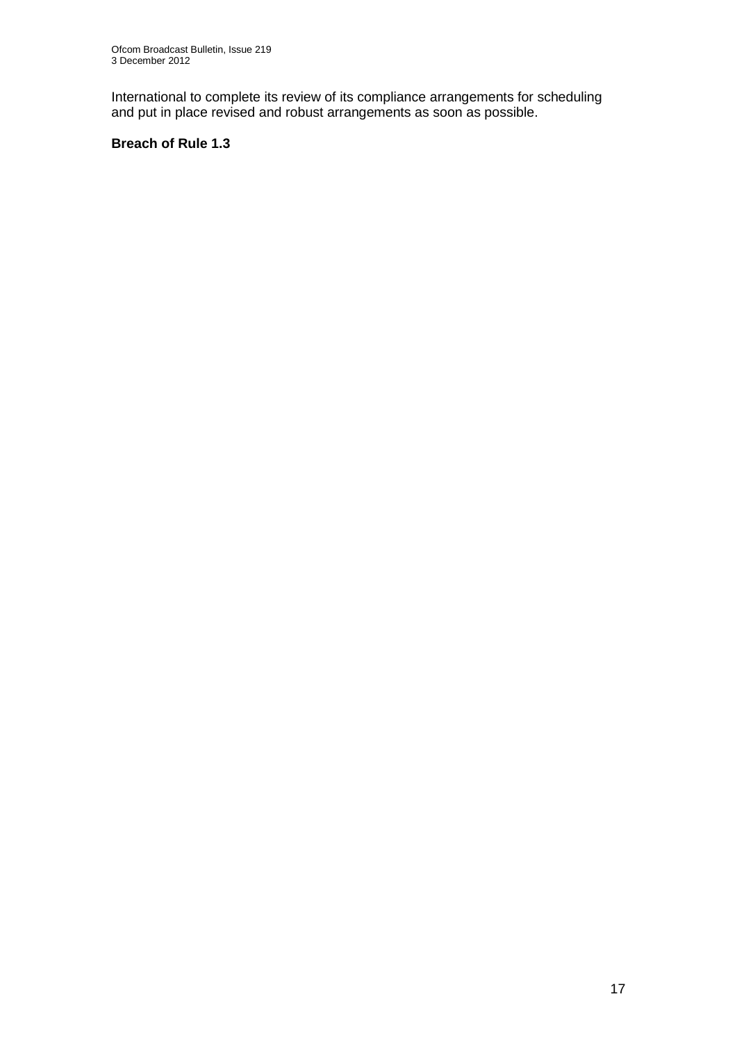International to complete its review of its compliance arrangements for scheduling and put in place revised and robust arrangements as soon as possible.

**Breach of Rule 1.3**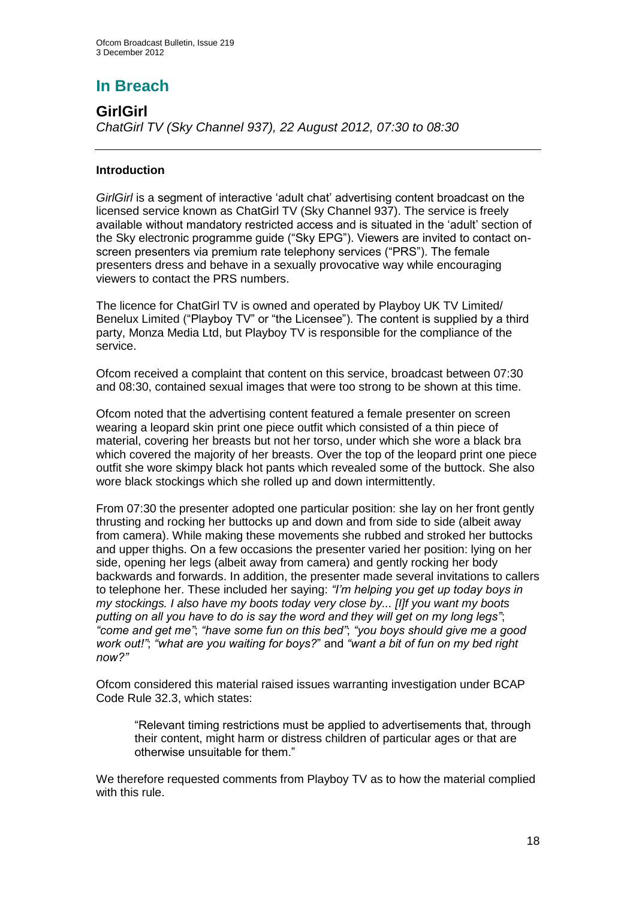# In Breach

## GirlGirl

*ChatGirl TV (Sky Channel 937), 22 August 2012, 07:30 to 08:30*

---

### Introduction

*GirlGirl* is a segment of interactive 'adult chat' advertising content broadcast on the licensed service known as ChatGirl TV (Sky Channel 937). The service is freely available without mandatory restricted access and is situated in the 'adult' section of the Sky electronic programme guide ("Sky EPG"). Viewers are invited to contact on-screen presenters via premium rate telephony services ("PRS"). The female presenters dress and behave in a sexually provocative way while encouraging viewers to contact the PRS numbers.

The licence for ChatGirl TV is owned and operated by Playboy UK TV Limited/ Benelux Limited ("Playboy TV" or "the Licensee"). The content is supplied by a third party, Monza Media Ltd, but Playboy TV is responsible for the compliance of the service.

Ofcom received a complaint that content on this service, broadcast between 07:30 and 08:30, contained sexual images that were too strong to be shown at this time.

Ofcom noted that the advertising content featured a female presenter on screen wearing a leopard skin print one piece outfit which consisted of a thin piece of material, covering her breasts but not her torso, under which she wore a black bra which covered the majority of her breasts. Over the top of the leopard print one piece outfit she wore skimpy black hot pants which revealed some of the buttock. She also wore black stockings which she rolled up and down intermittently.

From 07:30 the presenter adopted one particular position: she lay on her front gently thrusting and rocking her buttocks up and down and from side to side (albeit away from camera). While making these movements she rubbed and stroked her buttocks and upper thighs. On a few occasions the presenter varied her position: lying on her side, opening her legs (albeit away from camera) and gently rocking her body backwards and forwards. In addition, the presenter made several invitations to callers to telephone her. These included her saying: *"I'm helping you get up today boys in my stockings. I also have my boots today very close by... [I]f you want my boots putting on all you have to do is say the word and they will get on my long legs"*; *"come and get me"*; *"have some fun on this bed"*; *"you boys should give me a good work out!"*; *"what are you waiting for boys?"* and *"want a bit of fun on my bed right now?"*

Ofcom considered this material raised issues warranting investigation under BCAP Code Rule 32.3, which states:

> "Relevant timing restrictions must be applied to advertisements that, through their content, might harm or distress children of particular ages or that are otherwise unsuitable for them."

We therefore requested comments from Playboy TV as to how the material complied with this rule.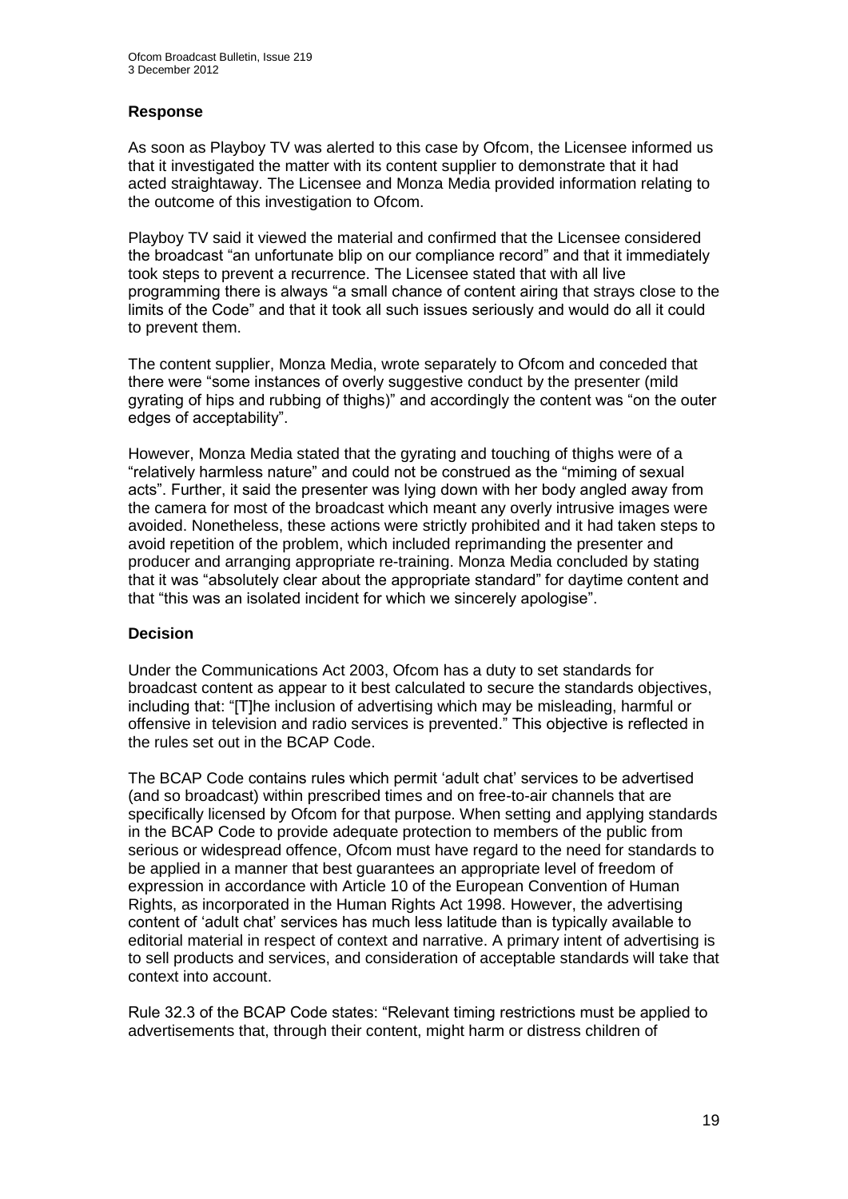### Response

As soon as Playboy TV was alerted to this case by Ofcom, the Licensee informed us that it investigated the matter with its content supplier to demonstrate that it had acted straightaway. The Licensee and Monza Media provided information relating to the outcome of this investigation to Ofcom.

Playboy TV said it viewed the material and confirmed that the Licensee considered the broadcast "an unfortunate blip on our compliance record" and that it immediately took steps to prevent a recurrence. The Licensee stated that with all live programming there is always "a small chance of content airing that strays close to the limits of the Code" and that it took all such issues seriously and would do all it could to prevent them.

The content supplier, Monza Media, wrote separately to Ofcom and conceded that there were "some instances of overly suggestive conduct by the presenter (mild gyrating of hips and rubbing of thighs)" and accordingly the content was "on the outer edges of acceptability".

However, Monza Media stated that the gyrating and touching of thighs were of a "relatively harmless nature" and could not be construed as the "miming of sexual acts". Further, it said the presenter was lying down with her body angled away from the camera for most of the broadcast which meant any overly intrusive images were avoided. Nonetheless, these actions were strictly prohibited and it had taken steps to avoid repetition of the problem, which included reprimanding the presenter and producer and arranging appropriate re-training. Monza Media concluded by stating that it was "absolutely clear about the appropriate standard" for daytime content and that "this was an isolated incident for which we sincerely apologise".

### Decision

Under the Communications Act 2003, Ofcom has a duty to set standards for broadcast content as appear to it best calculated to secure the standards objectives, including that: "[T]he inclusion of advertising which may be misleading, harmful or offensive in television and radio services is prevented." This objective is reflected in the rules set out in the BCAP Code.

The BCAP Code contains rules which permit 'adult chat' services to be advertised (and so broadcast) within prescribed times and on free-to-air channels that are specifically licensed by Ofcom for that purpose. When setting and applying standards in the BCAP Code to provide adequate protection to members of the public from serious or widespread offence, Ofcom must have regard to the need for standards to be applied in a manner that best guarantees an appropriate level of freedom of expression in accordance with Article 10 of the European Convention of Human Rights, as incorporated in the Human Rights Act 1998. However, the advertising content of 'adult chat' services has much less latitude than is typically available to editorial material in respect of context and narrative. A primary intent of advertising is to sell products and services, and consideration of acceptable standards will take that context into account.

Rule 32.3 of the BCAP Code states: "Relevant timing restrictions must be applied to advertisements that, through their content, might harm or distress children of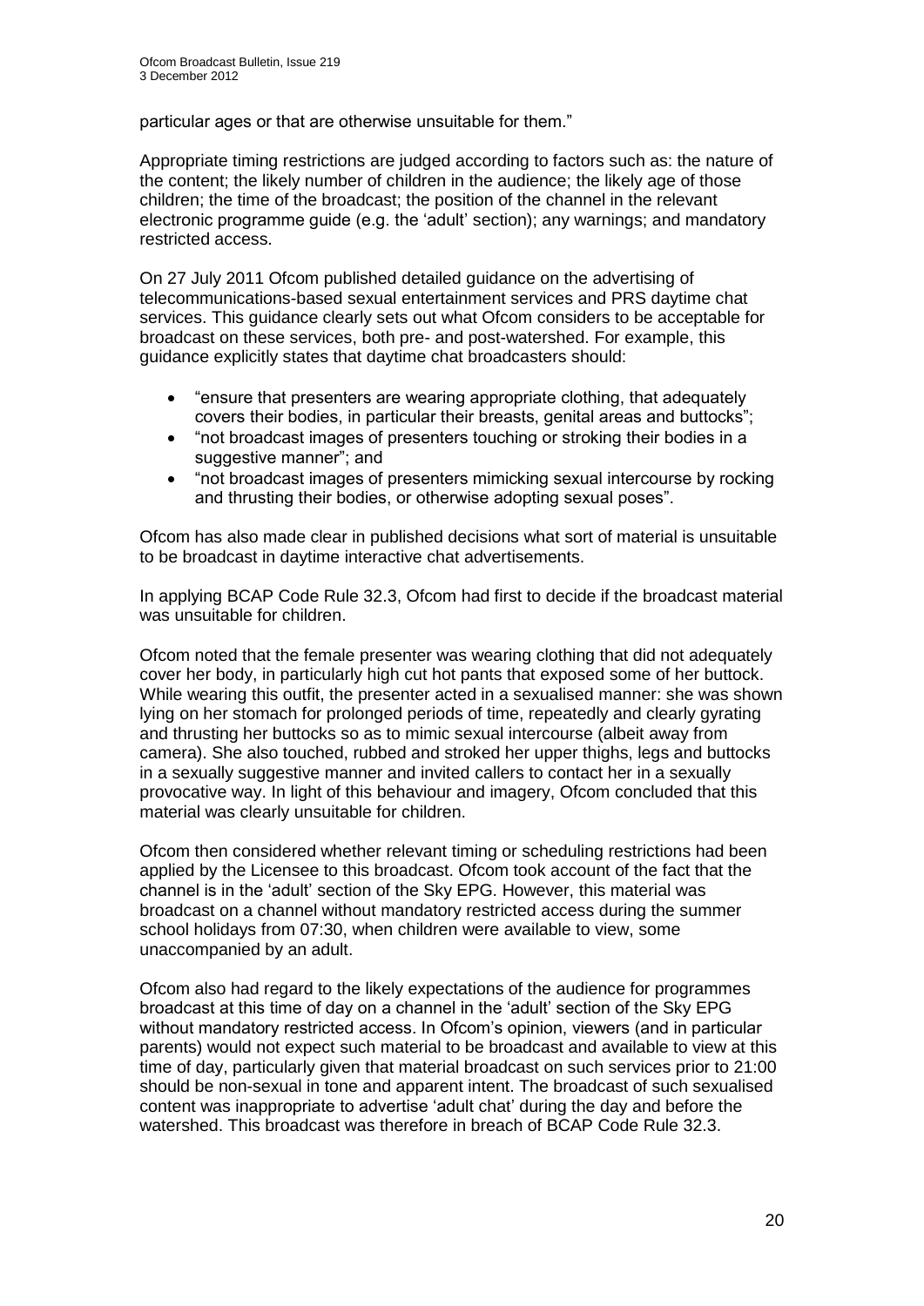particular ages or that are otherwise unsuitable for them."

Appropriate timing restrictions are judged according to factors such as: the nature of the content; the likely number of children in the audience; the likely age of those children; the time of the broadcast; the position of the channel in the relevant electronic programme guide (e.g. the 'adult' section); any warnings; and mandatory restricted access.

On 27 July 2011 Ofcom published detailed guidance on the advertising of telecommunications-based sexual entertainment services and PRS daytime chat services. This guidance clearly sets out what Ofcom considers to be acceptable for broadcast on these services, both pre- and post-watershed. For example, this guidance explicitly states that daytime chat broadcasters should:

- "ensure that presenters are wearing appropriate clothing, that adequately covers their bodies, in particular their breasts, genital areas and buttocks";
- "not broadcast images of presenters touching or stroking their bodies in a suggestive manner"; and
- "not broadcast images of presenters mimicking sexual intercourse by rocking and thrusting their bodies, or otherwise adopting sexual poses".

Ofcom has also made clear in published decisions what sort of material is unsuitable to be broadcast in daytime interactive chat advertisements.

In applying BCAP Code Rule 32.3, Ofcom had first to decide if the broadcast material was unsuitable for children.

Ofcom noted that the female presenter was wearing clothing that did not adequately cover her body, in particularly high cut hot pants that exposed some of her buttock. While wearing this outfit, the presenter acted in a sexualised manner: she was shown lying on her stomach for prolonged periods of time, repeatedly and clearly gyrating and thrusting her buttocks so as to mimic sexual intercourse (albeit away from camera). She also touched, rubbed and stroked her upper thighs, legs and buttocks in a sexually suggestive manner and invited callers to contact her in a sexually provocative way. In light of this behaviour and imagery, Ofcom concluded that this material was clearly unsuitable for children.

Ofcom then considered whether relevant timing or scheduling restrictions had been applied by the Licensee to this broadcast. Ofcom took account of the fact that the channel is in the 'adult' section of the Sky EPG. However, this material was broadcast on a channel without mandatory restricted access during the summer school holidays from 07:30, when children were available to view, some unaccompanied by an adult.

Ofcom also had regard to the likely expectations of the audience for programmes broadcast at this time of day on a channel in the 'adult' section of the Sky EPG without mandatory restricted access. In Ofcom's opinion, viewers (and in particular parents) would not expect such material to be broadcast and available to view at this time of day, particularly given that material broadcast on such services prior to 21:00 should be non-sexual in tone and apparent intent. The broadcast of such sexualised content was inappropriate to advertise 'adult chat' during the day and before the watershed. This broadcast was therefore in breach of BCAP Code Rule 32.3.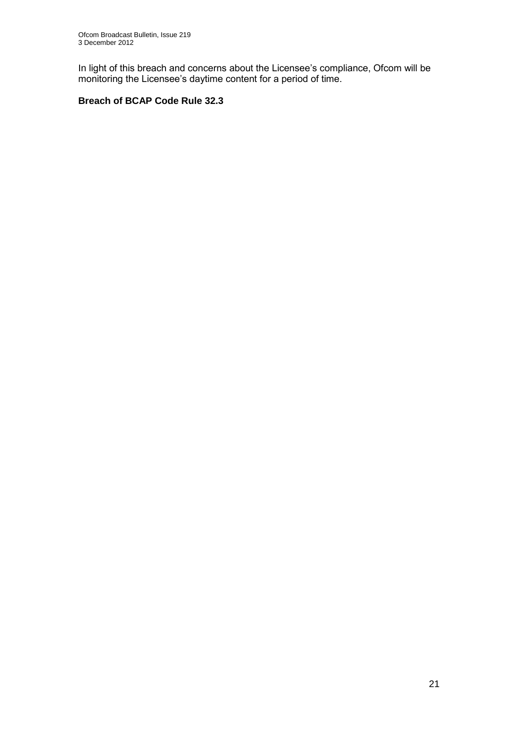In light of this breach and concerns about the Licensee's compliance, Ofcom will be monitoring the Licensee's daytime content for a period of time.

**Breach of BCAP Code Rule 32.3**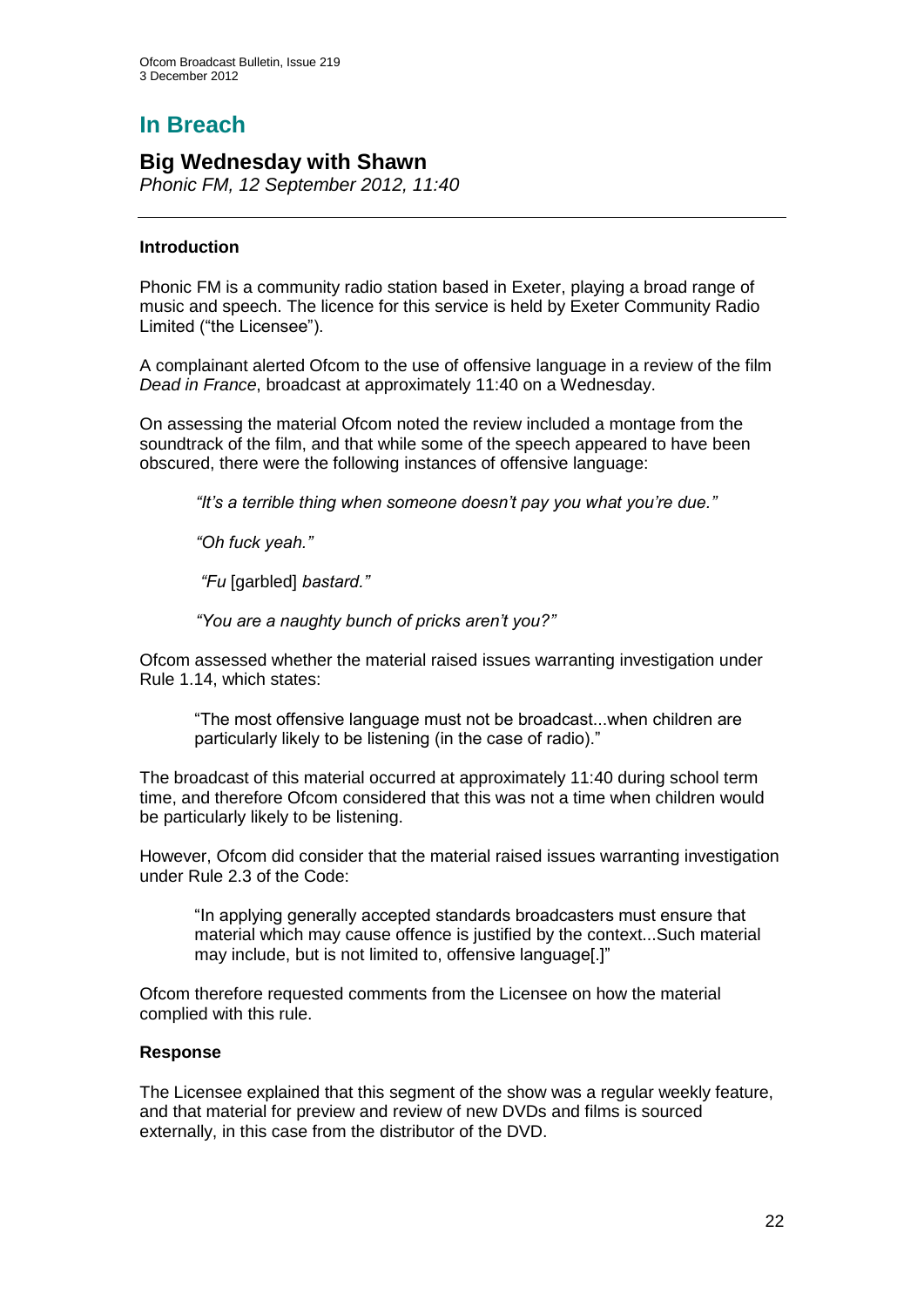# In Breach

## Big Wednesday with Shawn

*Phonic FM, 12 September 2012, 11:40*

---

### Introduction

Phonic FM is a community radio station based in Exeter, playing a broad range of music and speech. The licence for this service is held by Exeter Community Radio Limited ("the Licensee").

A complainant alerted Ofcom to the use of offensive language in a review of the film *Dead in France*, broadcast at approximately 11:40 on a Wednesday.

On assessing the material Ofcom noted the review included a montage from the soundtrack of the film, and that while some of the speech appeared to have been obscured, there were the following instances of offensive language:

> *"It's a terrible thing when someone doesn't pay you what you're due."*
>
> *"Oh fuck yeah."*
>
> *"Fu* [garbled] *bastard."*
>
> *"You are a naughty bunch of pricks aren't you?"*

Ofcom assessed whether the material raised issues warranting investigation under Rule 1.14, which states:

> "The most offensive language must not be broadcast...when children are particularly likely to be listening (in the case of radio)."

The broadcast of this material occurred at approximately 11:40 during school term time, and therefore Ofcom considered that this was not a time when children would be particularly likely to be listening.

However, Ofcom did consider that the material raised issues warranting investigation under Rule 2.3 of the Code:

> "In applying generally accepted standards broadcasters must ensure that material which may cause offence is justified by the context...Such material may include, but is not limited to, offensive language[.]"

Ofcom therefore requested comments from the Licensee on how the material complied with this rule.

### Response

The Licensee explained that this segment of the show was a regular weekly feature, and that material for preview and review of new DVDs and films is sourced externally, in this case from the distributor of the DVD.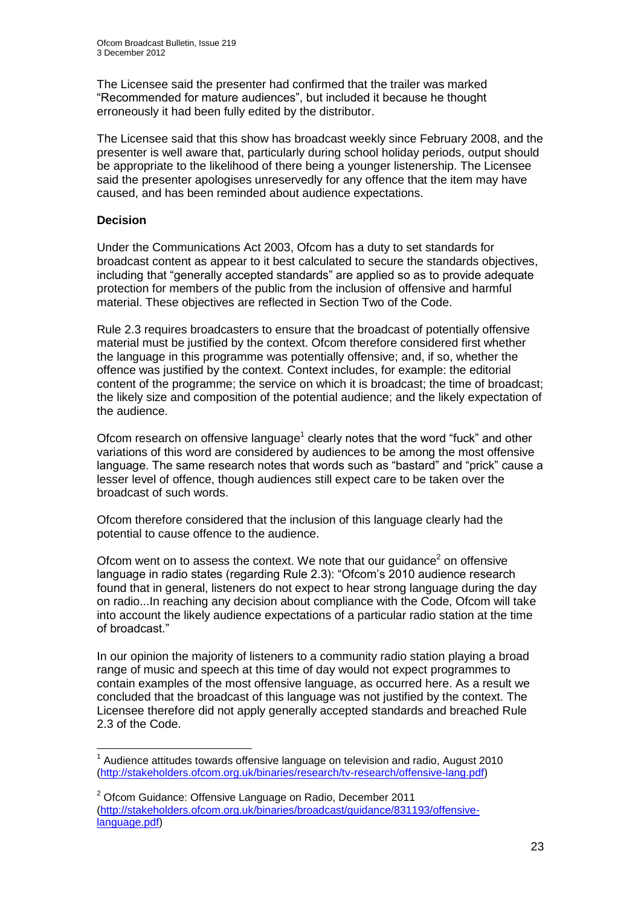The Licensee said the presenter had confirmed that the trailer was marked "Recommended for mature audiences", but included it because he thought erroneously it had been fully edited by the distributor.

The Licensee said that this show has broadcast weekly since February 2008, and the presenter is well aware that, particularly during school holiday periods, output should be appropriate to the likelihood of there being a younger listenership. The Licensee said the presenter apologises unreservedly for any offence that the item may have caused, and has been reminded about audience expectations.

**Decision**

Under the Communications Act 2003, Ofcom has a duty to set standards for broadcast content as appear to it best calculated to secure the standards objectives, including that "generally accepted standards" are applied so as to provide adequate protection for members of the public from the inclusion of offensive and harmful material. These objectives are reflected in Section Two of the Code.

Rule 2.3 requires broadcasters to ensure that the broadcast of potentially offensive material must be justified by the context. Ofcom therefore considered first whether the language in this programme was potentially offensive; and, if so, whether the offence was justified by the context. Context includes, for example: the editorial content of the programme; the service on which it is broadcast; the time of broadcast; the likely size and composition of the potential audience; and the likely expectation of the audience.

Ofcom research on offensive language[1] clearly notes that the word "fuck" and other variations of this word are considered by audiences to be among the most offensive language. The same research notes that words such as "bastard" and "prick" cause a lesser level of offence, though audiences still expect care to be taken over the broadcast of such words.

Ofcom therefore considered that the inclusion of this language clearly had the potential to cause offence to the audience.

Ofcom went on to assess the context. We note that our guidance[2] on offensive language in radio states (regarding Rule 2.3): "Ofcom's 2010 audience research found that in general, listeners do not expect to hear strong language during the day on radio...In reaching any decision about compliance with the Code, Ofcom will take into account the likely audience expectations of a particular radio station at the time of broadcast."

In our opinion the majority of listeners to a community radio station playing a broad range of music and speech at this time of day would not expect programmes to contain examples of the most offensive language, as occurred here. As a result we concluded that the broadcast of this language was not justified by the context. The Licensee therefore did not apply generally accepted standards and breached Rule 2.3 of the Code.

---

[1] Audience attitudes towards offensive language on television and radio, August 2010 (http://stakeholders.ofcom.org.uk/binaries/research/tv-research/offensive-lang.pdf)

[2] Ofcom Guidance: Offensive Language on Radio, December 2011 (http://stakeholders.ofcom.org.uk/binaries/broadcast/guidance/831193/offensive-language.pdf)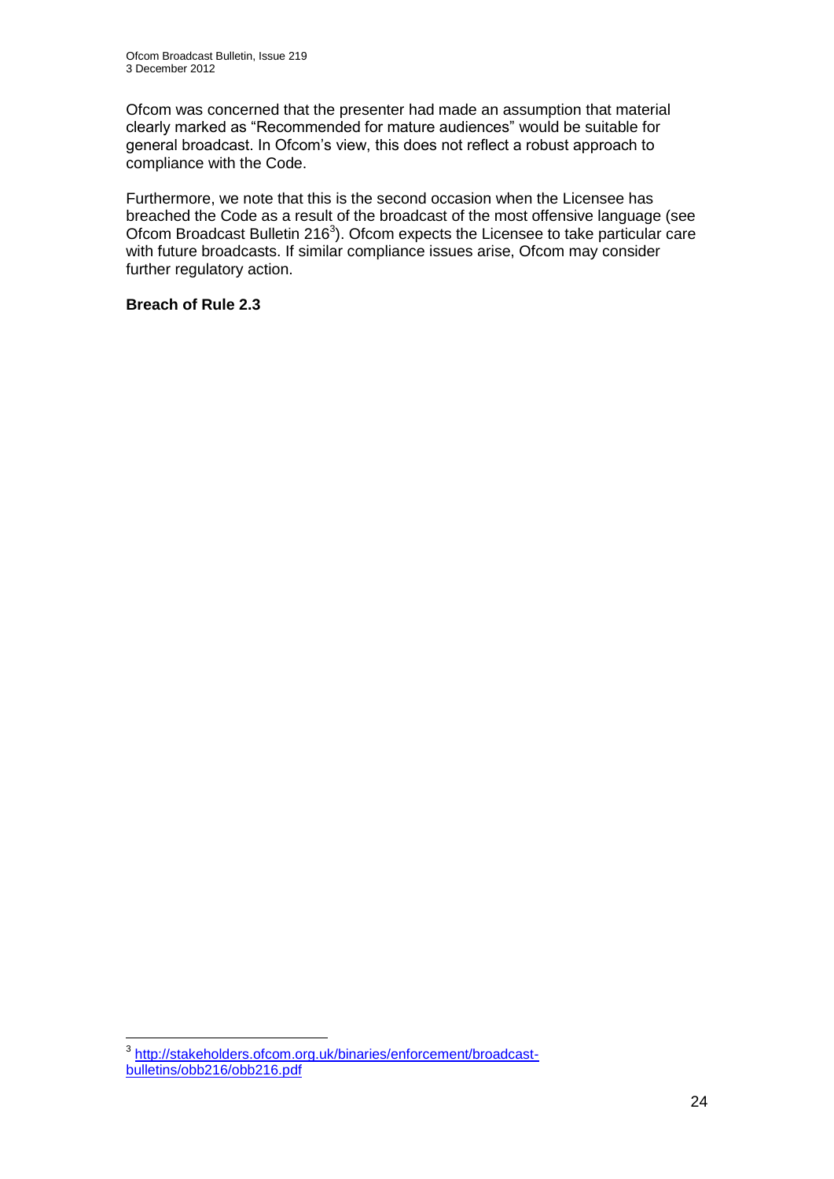Ofcom was concerned that the presenter had made an assumption that material clearly marked as "Recommended for mature audiences" would be suitable for general broadcast. In Ofcom's view, this does not reflect a robust approach to compliance with the Code.

Furthermore, we note that this is the second occasion when the Licensee has breached the Code as a result of the broadcast of the most offensive language (see Ofcom Broadcast Bulletin 216[3]). Ofcom expects the Licensee to take particular care with future broadcasts. If similar compliance issues arise, Ofcom may consider further regulatory action.

**Breach of Rule 2.3**

---

[3] http://stakeholders.ofcom.org.uk/binaries/enforcement/broadcast-bulletins/obb216/obb216.pdf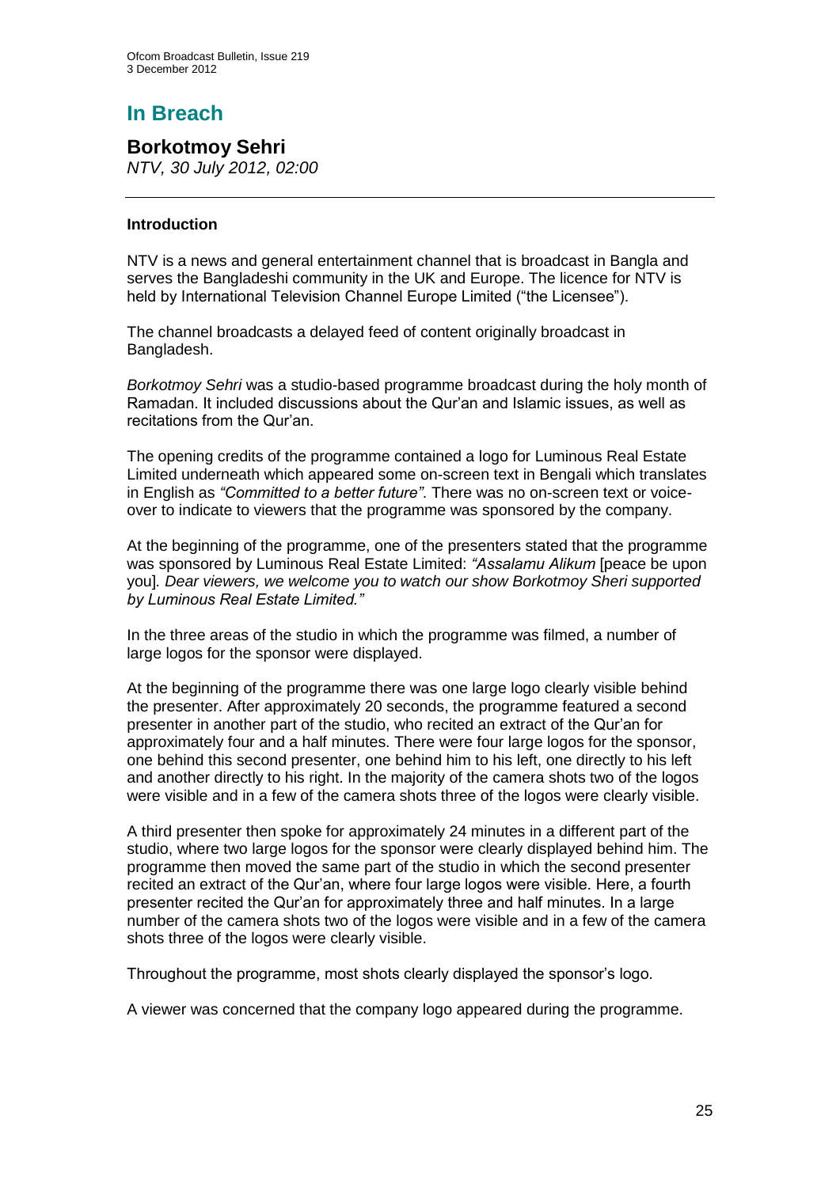# In Breach

## Borkotmoy Sehri

*NTV, 30 July 2012, 02:00*

### Introduction

NTV is a news and general entertainment channel that is broadcast in Bangla and serves the Bangladeshi community in the UK and Europe. The licence for NTV is held by International Television Channel Europe Limited ("the Licensee").

The channel broadcasts a delayed feed of content originally broadcast in Bangladesh.

*Borkotmoy Sehri* was a studio-based programme broadcast during the holy month of Ramadan. It included discussions about the Qur'an and Islamic issues, as well as recitations from the Qur'an.

The opening credits of the programme contained a logo for Luminous Real Estate Limited underneath which appeared some on-screen text in Bengali which translates in English as *"Committed to a better future"*. There was no on-screen text or voice-over to indicate to viewers that the programme was sponsored by the company.

At the beginning of the programme, one of the presenters stated that the programme was sponsored by Luminous Real Estate Limited: *"Assalamu Alikum* [peace be upon you]*. Dear viewers, we welcome you to watch our show Borkotmoy Sheri supported by Luminous Real Estate Limited."*

In the three areas of the studio in which the programme was filmed, a number of large logos for the sponsor were displayed.

At the beginning of the programme there was one large logo clearly visible behind the presenter. After approximately 20 seconds, the programme featured a second presenter in another part of the studio, who recited an extract of the Qur'an for approximately four and a half minutes. There were four large logos for the sponsor, one behind this second presenter, one behind him to his left, one directly to his left and another directly to his right. In the majority of the camera shots two of the logos were visible and in a few of the camera shots three of the logos were clearly visible.

A third presenter then spoke for approximately 24 minutes in a different part of the studio, where two large logos for the sponsor were clearly displayed behind him. The programme then moved the same part of the studio in which the second presenter recited an extract of the Qur'an, where four large logos were visible. Here, a fourth presenter recited the Qur'an for approximately three and half minutes. In a large number of the camera shots two of the logos were visible and in a few of the camera shots three of the logos were clearly visible.

Throughout the programme, most shots clearly displayed the sponsor's logo.

A viewer was concerned that the company logo appeared during the programme.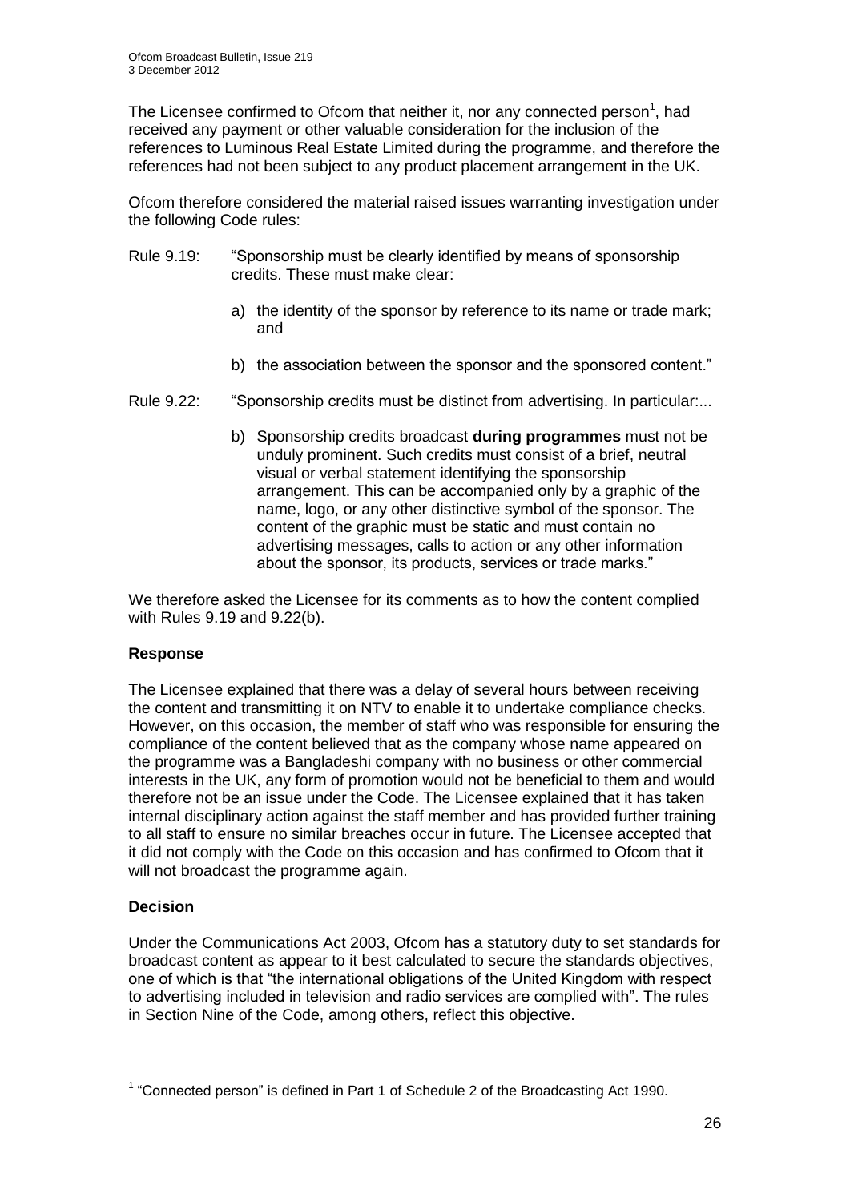The Licensee confirmed to Ofcom that neither it, nor any connected person[1], had received any payment or other valuable consideration for the inclusion of the references to Luminous Real Estate Limited during the programme, and therefore the references had not been subject to any product placement arrangement in the UK.

Ofcom therefore considered the material raised issues warranting investigation under the following Code rules:

Rule 9.19: "Sponsorship must be clearly identified by means of sponsorship credits. These must make clear:

a) the identity of the sponsor by reference to its name or trade mark; and

b) the association between the sponsor and the sponsored content."

Rule 9.22: "Sponsorship credits must be distinct from advertising. In particular:...

b) Sponsorship credits broadcast **during programmes** must not be unduly prominent. Such credits must consist of a brief, neutral visual or verbal statement identifying the sponsorship arrangement. This can be accompanied only by a graphic of the name, logo, or any other distinctive symbol of the sponsor. The content of the graphic must be static and must contain no advertising messages, calls to action or any other information about the sponsor, its products, services or trade marks."

We therefore asked the Licensee for its comments as to how the content complied with Rules 9.19 and 9.22(b).

## Response

The Licensee explained that there was a delay of several hours between receiving the content and transmitting it on NTV to enable it to undertake compliance checks. However, on this occasion, the member of staff who was responsible for ensuring the compliance of the content believed that as the company whose name appeared on the programme was a Bangladeshi company with no business or other commercial interests in the UK, any form of promotion would not be beneficial to them and would therefore not be an issue under the Code. The Licensee explained that it has taken internal disciplinary action against the staff member and has provided further training to all staff to ensure no similar breaches occur in future. The Licensee accepted that it did not comply with the Code on this occasion and has confirmed to Ofcom that it will not broadcast the programme again.

## Decision

Under the Communications Act 2003, Ofcom has a statutory duty to set standards for broadcast content as appear to it best calculated to secure the standards objectives, one of which is that "the international obligations of the United Kingdom with respect to advertising included in television and radio services are complied with". The rules in Section Nine of the Code, among others, reflect this objective.

---

[1] "Connected person" is defined in Part 1 of Schedule 2 of the Broadcasting Act 1990.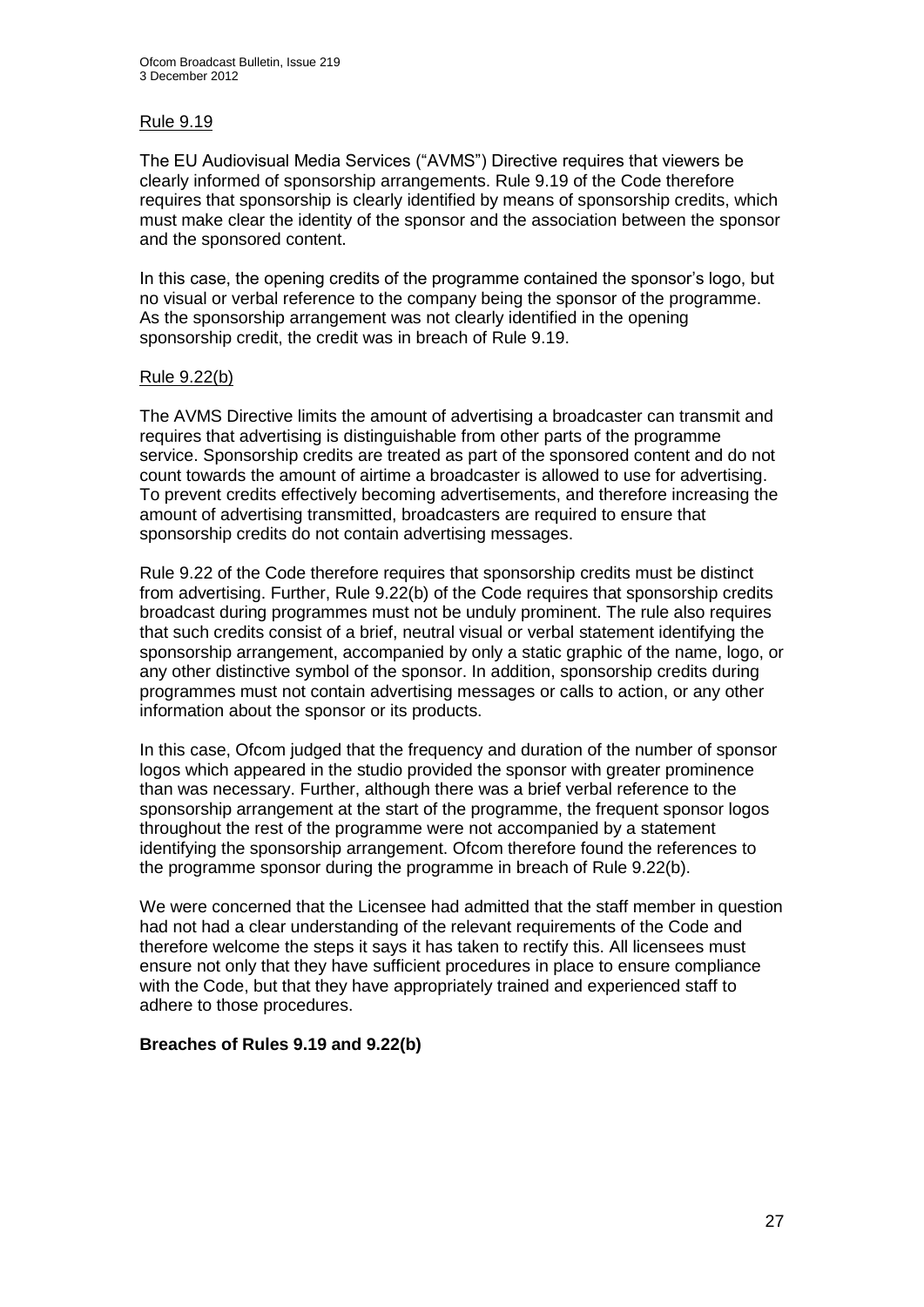Rule 9.19

The EU Audiovisual Media Services ("AVMS") Directive requires that viewers be clearly informed of sponsorship arrangements. Rule 9.19 of the Code therefore requires that sponsorship is clearly identified by means of sponsorship credits, which must make clear the identity of the sponsor and the association between the sponsor and the sponsored content.

In this case, the opening credits of the programme contained the sponsor's logo, but no visual or verbal reference to the company being the sponsor of the programme. As the sponsorship arrangement was not clearly identified in the opening sponsorship credit, the credit was in breach of Rule 9.19.

Rule 9.22(b)

The AVMS Directive limits the amount of advertising a broadcaster can transmit and requires that advertising is distinguishable from other parts of the programme service. Sponsorship credits are treated as part of the sponsored content and do not count towards the amount of airtime a broadcaster is allowed to use for advertising. To prevent credits effectively becoming advertisements, and therefore increasing the amount of advertising transmitted, broadcasters are required to ensure that sponsorship credits do not contain advertising messages.

Rule 9.22 of the Code therefore requires that sponsorship credits must be distinct from advertising. Further, Rule 9.22(b) of the Code requires that sponsorship credits broadcast during programmes must not be unduly prominent. The rule also requires that such credits consist of a brief, neutral visual or verbal statement identifying the sponsorship arrangement, accompanied by only a static graphic of the name, logo, or any other distinctive symbol of the sponsor. In addition, sponsorship credits during programmes must not contain advertising messages or calls to action, or any other information about the sponsor or its products.

In this case, Ofcom judged that the frequency and duration of the number of sponsor logos which appeared in the studio provided the sponsor with greater prominence than was necessary. Further, although there was a brief verbal reference to the sponsorship arrangement at the start of the programme, the frequent sponsor logos throughout the rest of the programme were not accompanied by a statement identifying the sponsorship arrangement. Ofcom therefore found the references to the programme sponsor during the programme in breach of Rule 9.22(b).

We were concerned that the Licensee had admitted that the staff member in question had not had a clear understanding of the relevant requirements of the Code and therefore welcome the steps it says it has taken to rectify this. All licensees must ensure not only that they have sufficient procedures in place to ensure compliance with the Code, but that they have appropriately trained and experienced staff to adhere to those procedures.

**Breaches of Rules 9.19 and 9.22(b)**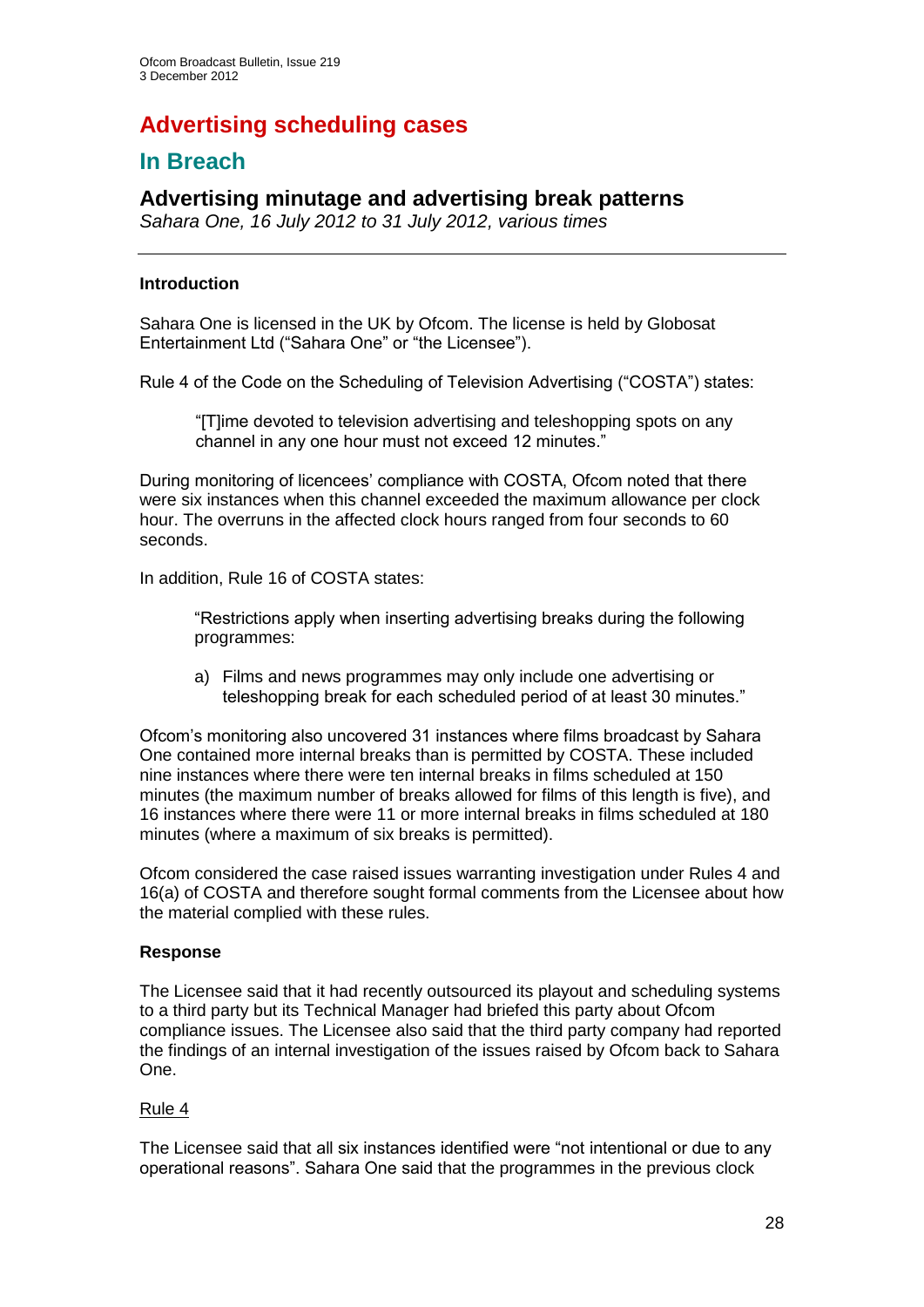# Advertising scheduling cases

## In Breach

### Advertising minutage and advertising break patterns

*Sahara One, 16 July 2012 to 31 July 2012, various times*

---

#### Introduction

Sahara One is licensed in the UK by Ofcom. The license is held by Globosat Entertainment Ltd ("Sahara One" or "the Licensee").

Rule 4 of the Code on the Scheduling of Television Advertising ("COSTA") states:

> "[T]ime devoted to television advertising and teleshopping spots on any channel in any one hour must not exceed 12 minutes."

During monitoring of licencees' compliance with COSTA, Ofcom noted that there were six instances when this channel exceeded the maximum allowance per clock hour. The overruns in the affected clock hours ranged from four seconds to 60 seconds.

In addition, Rule 16 of COSTA states:

> "Restrictions apply when inserting advertising breaks during the following programmes:
>
> a) Films and news programmes may only include one advertising or teleshopping break for each scheduled period of at least 30 minutes."

Ofcom's monitoring also uncovered 31 instances where films broadcast by Sahara One contained more internal breaks than is permitted by COSTA. These included nine instances where there were ten internal breaks in films scheduled at 150 minutes (the maximum number of breaks allowed for films of this length is five), and 16 instances where there were 11 or more internal breaks in films scheduled at 180 minutes (where a maximum of six breaks is permitted).

Ofcom considered the case raised issues warranting investigation under Rules 4 and 16(a) of COSTA and therefore sought formal comments from the Licensee about how the material complied with these rules.

#### Response

The Licensee said that it had recently outsourced its playout and scheduling systems to a third party but its Technical Manager had briefed this party about Ofcom compliance issues. The Licensee also said that the third party company had reported the findings of an internal investigation of the issues raised by Ofcom back to Sahara One.

Rule 4

The Licensee said that all six instances identified were "not intentional or due to any operational reasons". Sahara One said that the programmes in the previous clock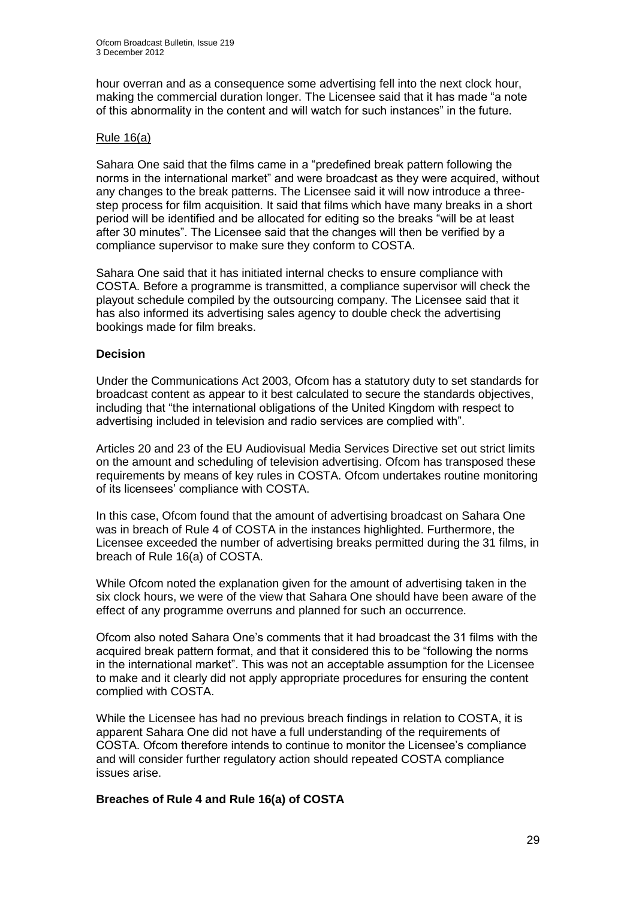hour overran and as a consequence some advertising fell into the next clock hour, making the commercial duration longer. The Licensee said that it has made "a note of this abnormality in the content and will watch for such instances" in the future.

Rule 16(a)

Sahara One said that the films came in a "predefined break pattern following the norms in the international market" and were broadcast as they were acquired, without any changes to the break patterns. The Licensee said it will now introduce a three-step process for film acquisition. It said that films which have many breaks in a short period will be identified and be allocated for editing so the breaks "will be at least after 30 minutes". The Licensee said that the changes will then be verified by a compliance supervisor to make sure they conform to COSTA.

Sahara One said that it has initiated internal checks to ensure compliance with COSTA. Before a programme is transmitted, a compliance supervisor will check the playout schedule compiled by the outsourcing company. The Licensee said that it has also informed its advertising sales agency to double check the advertising bookings made for film breaks.

**Decision**

Under the Communications Act 2003, Ofcom has a statutory duty to set standards for broadcast content as appear to it best calculated to secure the standards objectives, including that "the international obligations of the United Kingdom with respect to advertising included in television and radio services are complied with".

Articles 20 and 23 of the EU Audiovisual Media Services Directive set out strict limits on the amount and scheduling of television advertising. Ofcom has transposed these requirements by means of key rules in COSTA. Ofcom undertakes routine monitoring of its licensees' compliance with COSTA.

In this case, Ofcom found that the amount of advertising broadcast on Sahara One was in breach of Rule 4 of COSTA in the instances highlighted. Furthermore, the Licensee exceeded the number of advertising breaks permitted during the 31 films, in breach of Rule 16(a) of COSTA.

While Ofcom noted the explanation given for the amount of advertising taken in the six clock hours, we were of the view that Sahara One should have been aware of the effect of any programme overruns and planned for such an occurrence.

Ofcom also noted Sahara One's comments that it had broadcast the 31 films with the acquired break pattern format, and that it considered this to be "following the norms in the international market". This was not an acceptable assumption for the Licensee to make and it clearly did not apply appropriate procedures for ensuring the content complied with COSTA.

While the Licensee has had no previous breach findings in relation to COSTA, it is apparent Sahara One did not have a full understanding of the requirements of COSTA. Ofcom therefore intends to continue to monitor the Licensee's compliance and will consider further regulatory action should repeated COSTA compliance issues arise.

**Breaches of Rule 4 and Rule 16(a) of COSTA**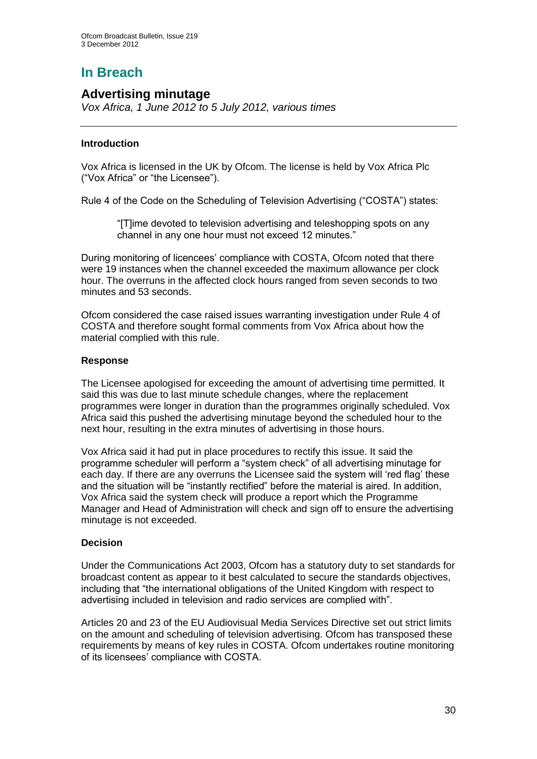# In Breach

## Advertising minutage

*Vox Africa, 1 June 2012 to 5 July 2012, various times*

---

### Introduction

Vox Africa is licensed in the UK by Ofcom. The license is held by Vox Africa Plc ("Vox Africa" or "the Licensee").

Rule 4 of the Code on the Scheduling of Television Advertising ("COSTA") states:

> "[T]ime devoted to television advertising and teleshopping spots on any channel in any one hour must not exceed 12 minutes."

During monitoring of licencees' compliance with COSTA, Ofcom noted that there were 19 instances when the channel exceeded the maximum allowance per clock hour. The overruns in the affected clock hours ranged from seven seconds to two minutes and 53 seconds.

Ofcom considered the case raised issues warranting investigation under Rule 4 of COSTA and therefore sought formal comments from Vox Africa about how the material complied with this rule.

### Response

The Licensee apologised for exceeding the amount of advertising time permitted. It said this was due to last minute schedule changes, where the replacement programmes were longer in duration than the programmes originally scheduled. Vox Africa said this pushed the advertising minutage beyond the scheduled hour to the next hour, resulting in the extra minutes of advertising in those hours.

Vox Africa said it had put in place procedures to rectify this issue. It said the programme scheduler will perform a "system check" of all advertising minutage for each day. If there are any overruns the Licensee said the system will 'red flag' these and the situation will be "instantly rectified" before the material is aired. In addition, Vox Africa said the system check will produce a report which the Programme Manager and Head of Administration will check and sign off to ensure the advertising minutage is not exceeded.

### Decision

Under the Communications Act 2003, Ofcom has a statutory duty to set standards for broadcast content as appear to it best calculated to secure the standards objectives, including that "the international obligations of the United Kingdom with respect to advertising included in television and radio services are complied with".

Articles 20 and 23 of the EU Audiovisual Media Services Directive set out strict limits on the amount and scheduling of television advertising. Ofcom has transposed these requirements by means of key rules in COSTA. Ofcom undertakes routine monitoring of its licensees' compliance with COSTA.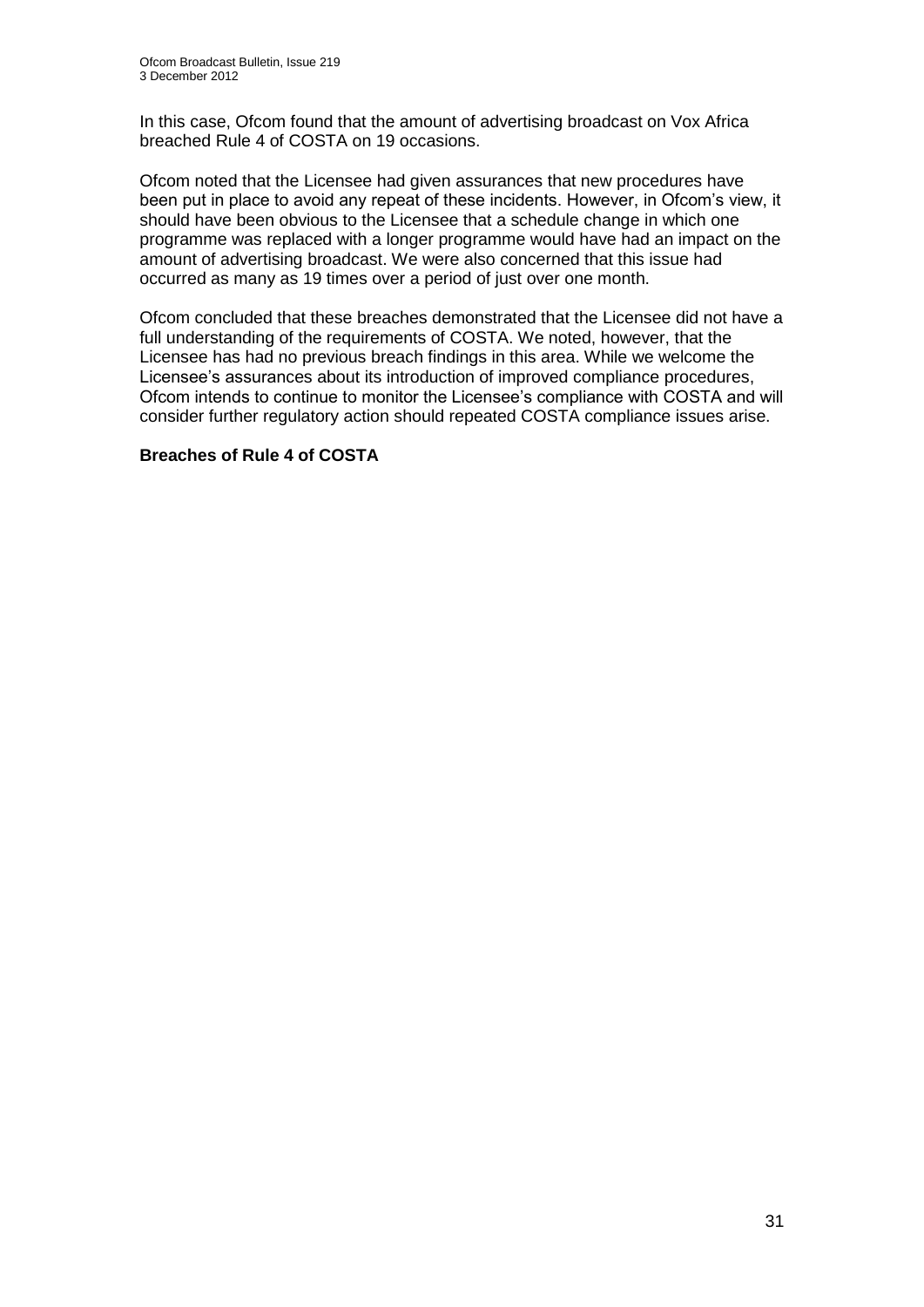In this case, Ofcom found that the amount of advertising broadcast on Vox Africa breached Rule 4 of COSTA on 19 occasions.

Ofcom noted that the Licensee had given assurances that new procedures have been put in place to avoid any repeat of these incidents. However, in Ofcom's view, it should have been obvious to the Licensee that a schedule change in which one programme was replaced with a longer programme would have had an impact on the amount of advertising broadcast. We were also concerned that this issue had occurred as many as 19 times over a period of just over one month.

Ofcom concluded that these breaches demonstrated that the Licensee did not have a full understanding of the requirements of COSTA. We noted, however, that the Licensee has had no previous breach findings in this area. While we welcome the Licensee's assurances about its introduction of improved compliance procedures, Ofcom intends to continue to monitor the Licensee's compliance with COSTA and will consider further regulatory action should repeated COSTA compliance issues arise.

**Breaches of Rule 4 of COSTA**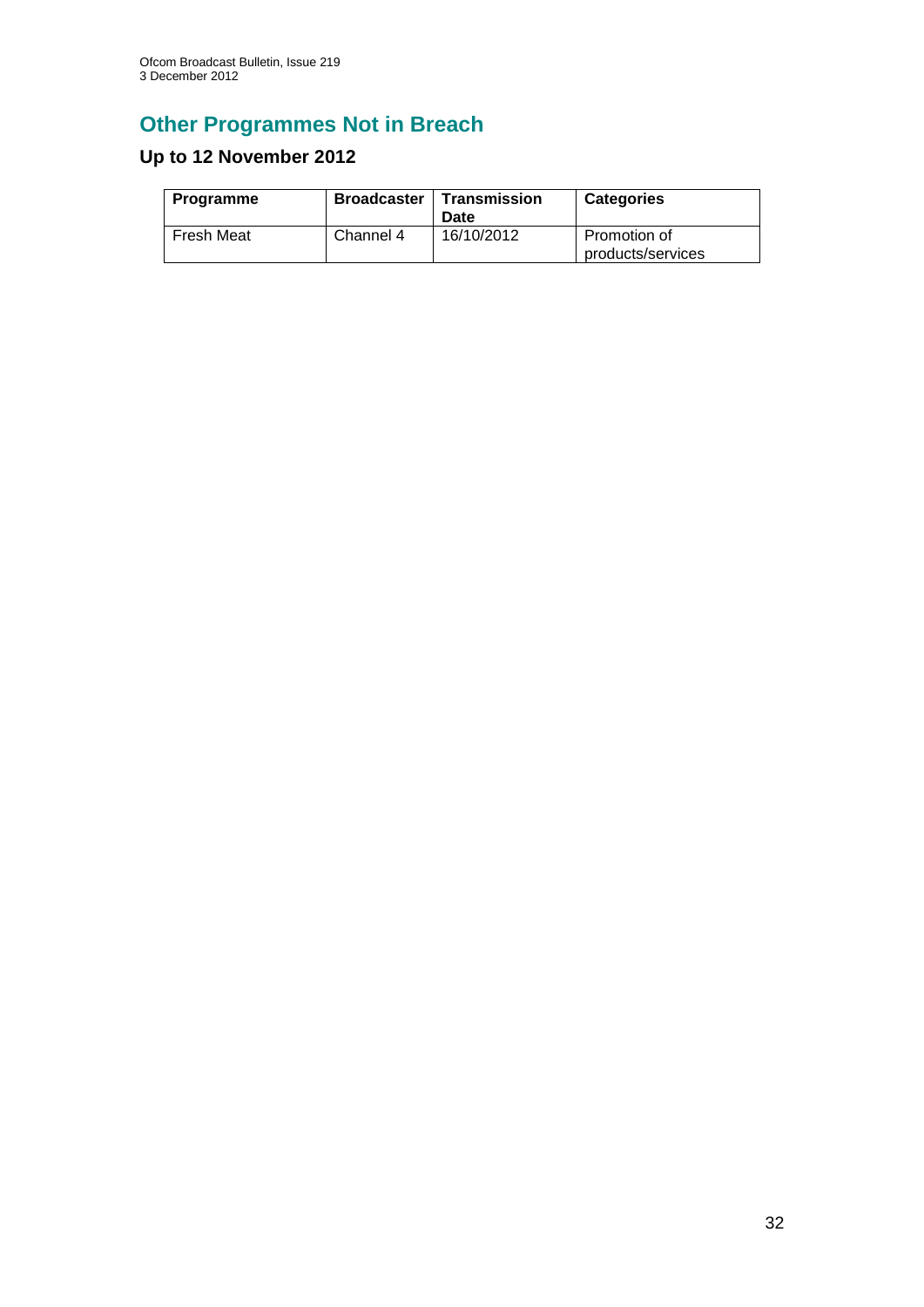## Other Programmes Not in Breach

### Up to 12 November 2012

| Programme | Broadcaster | Transmission Date | Categories |
|---|---|---|---|
| Fresh Meat | Channel 4 | 16/10/2012 | Promotion of products/services |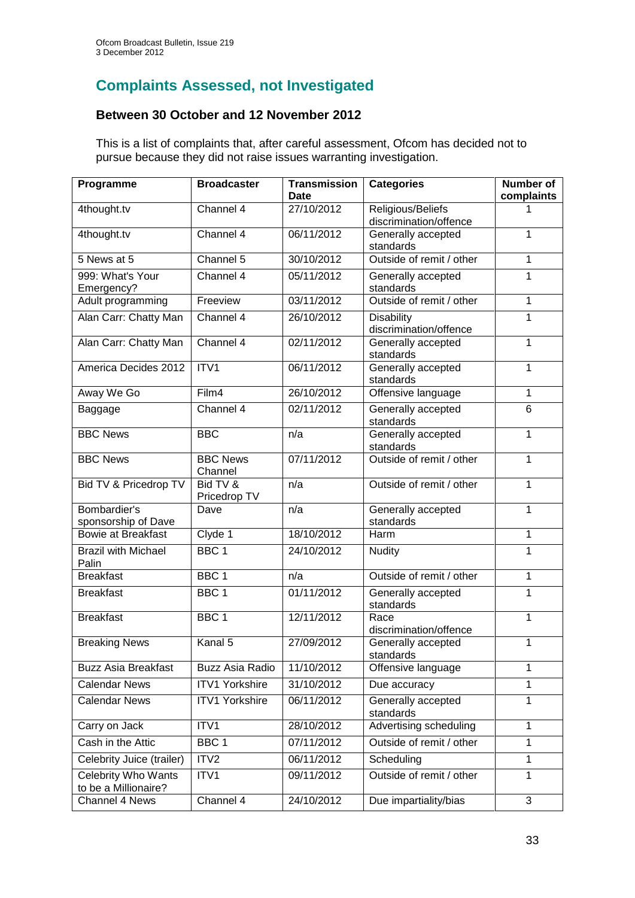## Complaints Assessed, not Investigated

### Between 30 October and 12 November 2012

This is a list of complaints that, after careful assessment, Ofcom has decided not to pursue because they did not raise issues warranting investigation.

| Programme | Broadcaster | Transmission Date | Categories | Number of complaints |
|---|---|---|---|---|
| 4thought.tv | Channel 4 | 27/10/2012 | Religious/Beliefs discrimination/offence | 1 |
| 4thought.tv | Channel 4 | 06/11/2012 | Generally accepted standards | 1 |
| 5 News at 5 | Channel 5 | 30/10/2012 | Outside of remit / other | 1 |
| 999: What's Your Emergency? | Channel 4 | 05/11/2012 | Generally accepted standards | 1 |
| Adult programming | Freeview | 03/11/2012 | Outside of remit / other | 1 |
| Alan Carr: Chatty Man | Channel 4 | 26/10/2012 | Disability discrimination/offence | 1 |
| Alan Carr: Chatty Man | Channel 4 | 02/11/2012 | Generally accepted standards | 1 |
| America Decides 2012 | ITV1 | 06/11/2012 | Generally accepted standards | 1 |
| Away We Go | Film4 | 26/10/2012 | Offensive language | 1 |
| Baggage | Channel 4 | 02/11/2012 | Generally accepted standards | 6 |
| BBC News | BBC | n/a | Generally accepted standards | 1 |
| BBC News | BBC News Channel | 07/11/2012 | Outside of remit / other | 1 |
| Bid TV & Pricedrop TV | Bid TV & Pricedrop TV | n/a | Outside of remit / other | 1 |
| Bombardier's sponsorship of Dave | Dave | n/a | Generally accepted standards | 1 |
| Bowie at Breakfast | Clyde 1 | 18/10/2012 | Harm | 1 |
| Brazil with Michael Palin | BBC 1 | 24/10/2012 | Nudity | 1 |
| Breakfast | BBC 1 | n/a | Outside of remit / other | 1 |
| Breakfast | BBC 1 | 01/11/2012 | Generally accepted standards | 1 |
| Breakfast | BBC 1 | 12/11/2012 | Race discrimination/offence | 1 |
| Breaking News | Kanal 5 | 27/09/2012 | Generally accepted standards | 1 |
| Buzz Asia Breakfast | Buzz Asia Radio | 11/10/2012 | Offensive language | 1 |
| Calendar News | ITV1 Yorkshire | 31/10/2012 | Due accuracy | 1 |
| Calendar News | ITV1 Yorkshire | 06/11/2012 | Generally accepted standards | 1 |
| Carry on Jack | ITV1 | 28/10/2012 | Advertising scheduling | 1 |
| Cash in the Attic | BBC 1 | 07/11/2012 | Outside of remit / other | 1 |
| Celebrity Juice (trailer) | ITV2 | 06/11/2012 | Scheduling | 1 |
| Celebrity Who Wants to be a Millionaire? | ITV1 | 09/11/2012 | Outside of remit / other | 1 |
| Channel 4 News | Channel 4 | 24/10/2012 | Due impartiality/bias | 3 |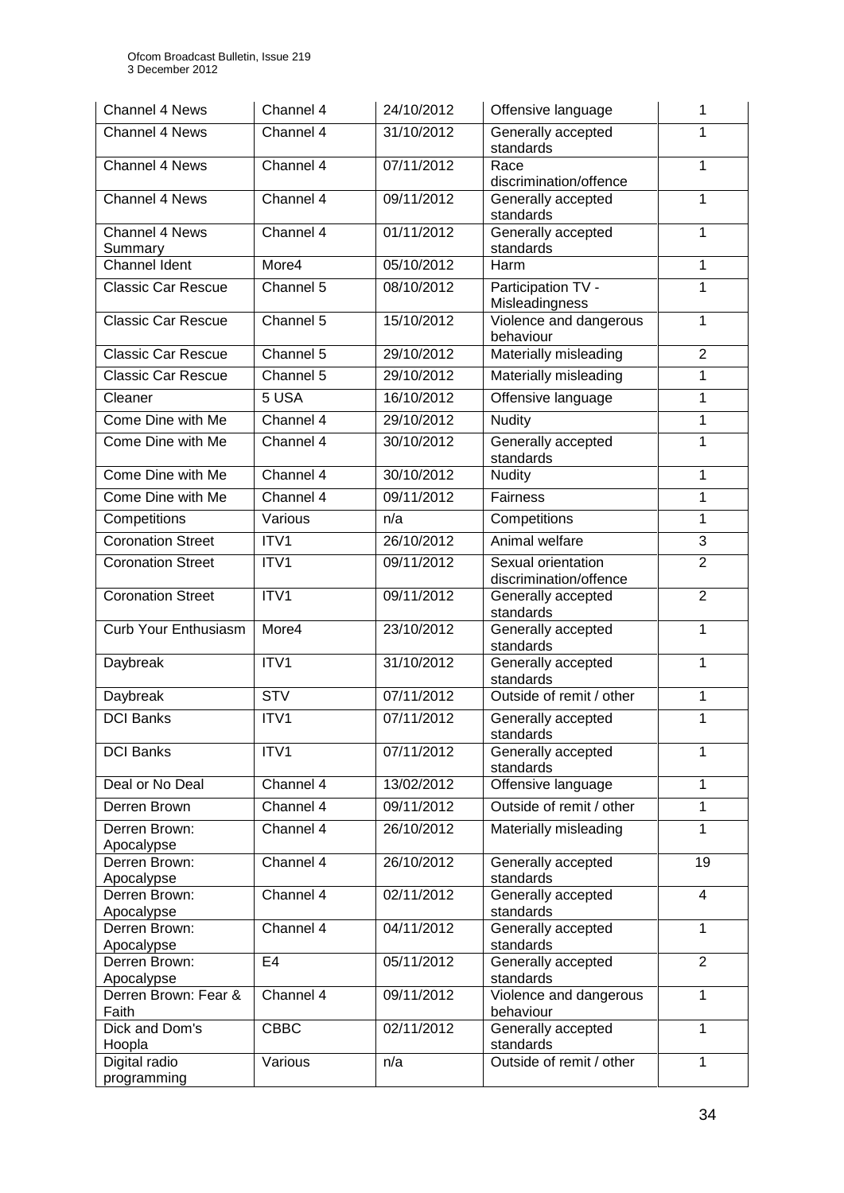| Channel 4 News | Channel 4 | 24/10/2012 | Offensive language | 1 |
|---|---|---|---|---|
| Channel 4 News | Channel 4 | 31/10/2012 | Generally accepted standards | 1 |
| Channel 4 News | Channel 4 | 07/11/2012 | Race discrimination/offence | 1 |
| Channel 4 News | Channel 4 | 09/11/2012 | Generally accepted standards | 1 |
| Channel 4 News Summary | Channel 4 | 01/11/2012 | Generally accepted standards | 1 |
| Channel Ident | More4 | 05/10/2012 | Harm | 1 |
| Classic Car Rescue | Channel 5 | 08/10/2012 | Participation TV - Misleadingness | 1 |
| Classic Car Rescue | Channel 5 | 15/10/2012 | Violence and dangerous behaviour | 1 |
| Classic Car Rescue | Channel 5 | 29/10/2012 | Materially misleading | 2 |
| Classic Car Rescue | Channel 5 | 29/10/2012 | Materially misleading | 1 |
| Cleaner | 5 USA | 16/10/2012 | Offensive language | 1 |
| Come Dine with Me | Channel 4 | 29/10/2012 | Nudity | 1 |
| Come Dine with Me | Channel 4 | 30/10/2012 | Generally accepted standards | 1 |
| Come Dine with Me | Channel 4 | 30/10/2012 | Nudity | 1 |
| Come Dine with Me | Channel 4 | 09/11/2012 | Fairness | 1 |
| Competitions | Various | n/a | Competitions | 1 |
| Coronation Street | ITV1 | 26/10/2012 | Animal welfare | 3 |
| Coronation Street | ITV1 | 09/11/2012 | Sexual orientation discrimination/offence | 2 |
| Coronation Street | ITV1 | 09/11/2012 | Generally accepted standards | 2 |
| Curb Your Enthusiasm | More4 | 23/10/2012 | Generally accepted standards | 1 |
| Daybreak | ITV1 | 31/10/2012 | Generally accepted standards | 1 |
| Daybreak | STV | 07/11/2012 | Outside of remit / other | 1 |
| DCI Banks | ITV1 | 07/11/2012 | Generally accepted standards | 1 |
| DCI Banks | ITV1 | 07/11/2012 | Generally accepted standards | 1 |
| Deal or No Deal | Channel 4 | 13/02/2012 | Offensive language | 1 |
| Derren Brown | Channel 4 | 09/11/2012 | Outside of remit / other | 1 |
| Derren Brown: Apocalypse | Channel 4 | 26/10/2012 | Materially misleading | 1 |
| Derren Brown: Apocalypse | Channel 4 | 26/10/2012 | Generally accepted standards | 19 |
| Derren Brown: Apocalypse | Channel 4 | 02/11/2012 | Generally accepted standards | 4 |
| Derren Brown: Apocalypse | Channel 4 | 04/11/2012 | Generally accepted standards | 1 |
| Derren Brown: Apocalypse | E4 | 05/11/2012 | Generally accepted standards | 2 |
| Derren Brown: Fear & Faith | Channel 4 | 09/11/2012 | Violence and dangerous behaviour | 1 |
| Dick and Dom's Hoopla | CBBC | 02/11/2012 | Generally accepted standards | 1 |
| Digital radio programming | Various | n/a | Outside of remit / other | 1 |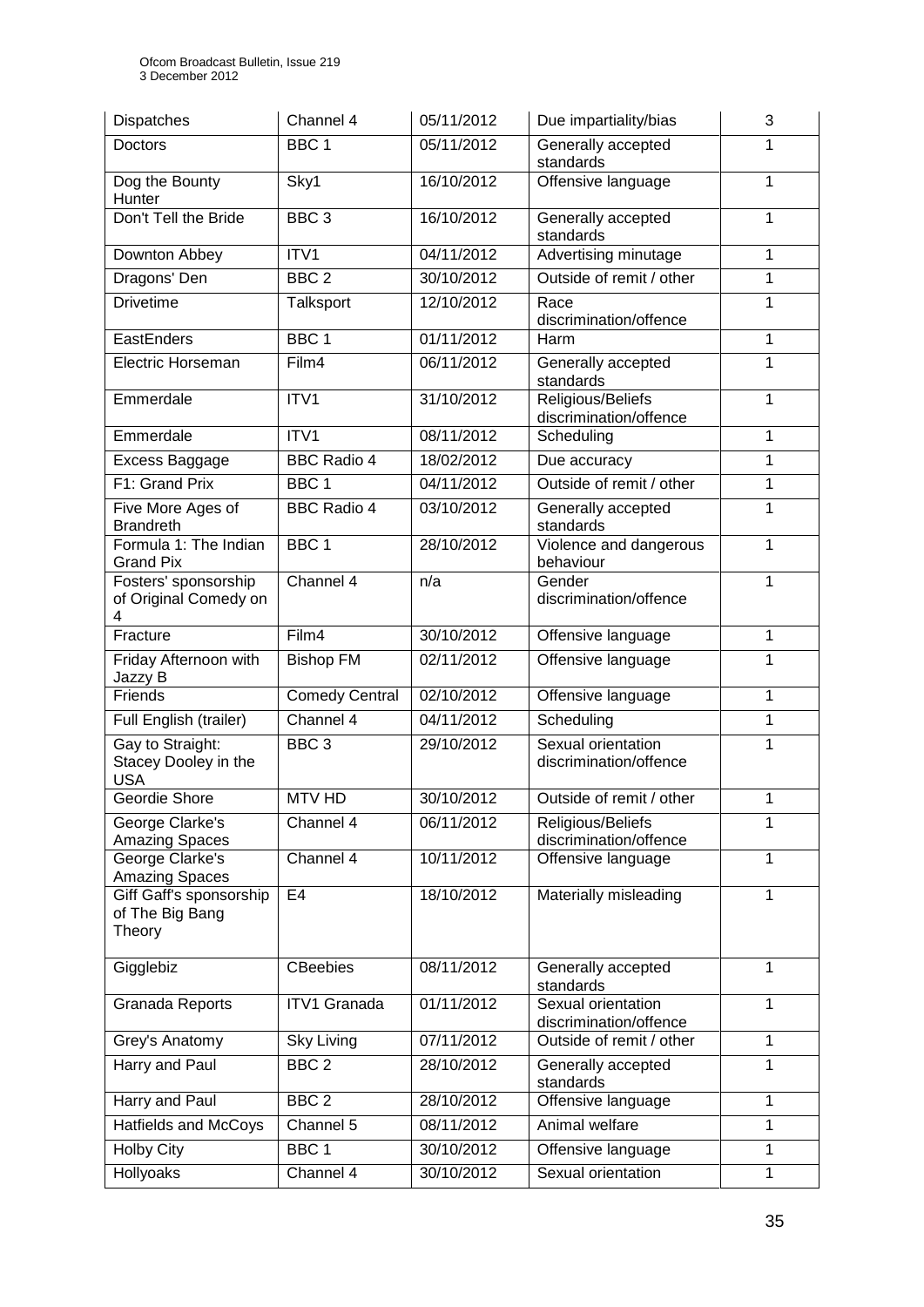| Dispatches | Channel 4 | 05/11/2012 | Due impartiality/bias | 3 |
|---|---|---|---|---|
| Doctors | BBC 1 | 05/11/2012 | Generally accepted standards | 1 |
| Dog the Bounty Hunter | Sky1 | 16/10/2012 | Offensive language | 1 |
| Don't Tell the Bride | BBC 3 | 16/10/2012 | Generally accepted standards | 1 |
| Downton Abbey | ITV1 | 04/11/2012 | Advertising minutage | 1 |
| Dragons' Den | BBC 2 | 30/10/2012 | Outside of remit / other | 1 |
| Drivetime | Talksport | 12/10/2012 | Race discrimination/offence | 1 |
| EastEnders | BBC 1 | 01/11/2012 | Harm | 1 |
| Electric Horseman | Film4 | 06/11/2012 | Generally accepted standards | 1 |
| Emmerdale | ITV1 | 31/10/2012 | Religious/Beliefs discrimination/offence | 1 |
| Emmerdale | ITV1 | 08/11/2012 | Scheduling | 1 |
| Excess Baggage | BBC Radio 4 | 18/02/2012 | Due accuracy | 1 |
| F1: Grand Prix | BBC 1 | 04/11/2012 | Outside of remit / other | 1 |
| Five More Ages of Brandreth | BBC Radio 4 | 03/10/2012 | Generally accepted standards | 1 |
| Formula 1: The Indian Grand Pix | BBC 1 | 28/10/2012 | Violence and dangerous behaviour | 1 |
| Fosters' sponsorship of Original Comedy on 4 | Channel 4 | n/a | Gender discrimination/offence | 1 |
| Fracture | Film4 | 30/10/2012 | Offensive language | 1 |
| Friday Afternoon with Jazzy B | Bishop FM | 02/11/2012 | Offensive language | 1 |
| Friends | Comedy Central | 02/10/2012 | Offensive language | 1 |
| Full English (trailer) | Channel 4 | 04/11/2012 | Scheduling | 1 |
| Gay to Straight: Stacey Dooley in the USA | BBC 3 | 29/10/2012 | Sexual orientation discrimination/offence | 1 |
| Geordie Shore | MTV HD | 30/10/2012 | Outside of remit / other | 1 |
| George Clarke's Amazing Spaces | Channel 4 | 06/11/2012 | Religious/Beliefs discrimination/offence | 1 |
| George Clarke's Amazing Spaces | Channel 4 | 10/11/2012 | Offensive language | 1 |
| Giff Gaff's sponsorship of The Big Bang Theory | E4 | 18/10/2012 | Materially misleading | 1 |
| Gigglebiz | CBeebies | 08/11/2012 | Generally accepted standards | 1 |
| Granada Reports | ITV1 Granada | 01/11/2012 | Sexual orientation discrimination/offence | 1 |
| Grey's Anatomy | Sky Living | 07/11/2012 | Outside of remit / other | 1 |
| Harry and Paul | BBC 2 | 28/10/2012 | Generally accepted standards | 1 |
| Harry and Paul | BBC 2 | 28/10/2012 | Offensive language | 1 |
| Hatfields and McCoys | Channel 5 | 08/11/2012 | Animal welfare | 1 |
| Holby City | BBC 1 | 30/10/2012 | Offensive language | 1 |
| Hollyoaks | Channel 4 | 30/10/2012 | Sexual orientation | 1 |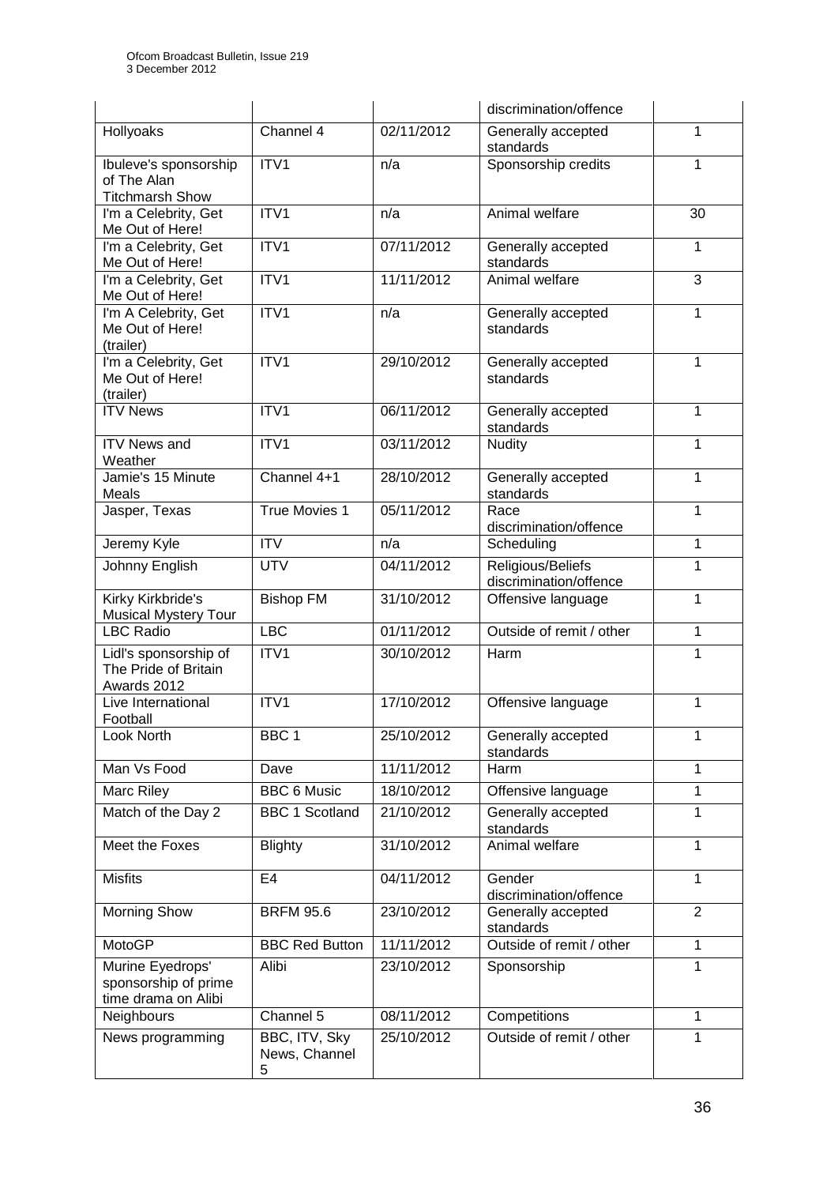| | | | discrimination/offence | |
|---|---|---|---|---|
| Hollyoaks | Channel 4 | 02/11/2012 | Generally accepted standards | 1 |
| Ibuleve's sponsorship of The Alan Titchmarsh Show | ITV1 | n/a | Sponsorship credits | 1 |
| I'm a Celebrity, Get Me Out of Here! | ITV1 | n/a | Animal welfare | 30 |
| I'm a Celebrity, Get Me Out of Here! | ITV1 | 07/11/2012 | Generally accepted standards | 1 |
| I'm a Celebrity, Get Me Out of Here! | ITV1 | 11/11/2012 | Animal welfare | 3 |
| I'm A Celebrity, Get Me Out of Here! (trailer) | ITV1 | n/a | Generally accepted standards | 1 |
| I'm a Celebrity, Get Me Out of Here! (trailer) | ITV1 | 29/10/2012 | Generally accepted standards | 1 |
| ITV News | ITV1 | 06/11/2012 | Generally accepted standards | 1 |
| ITV News and Weather | ITV1 | 03/11/2012 | Nudity | 1 |
| Jamie's 15 Minute Meals | Channel 4+1 | 28/10/2012 | Generally accepted standards | 1 |
| Jasper, Texas | True Movies 1 | 05/11/2012 | Race discrimination/offence | 1 |
| Jeremy Kyle | ITV | n/a | Scheduling | 1 |
| Johnny English | UTV | 04/11/2012 | Religious/Beliefs discrimination/offence | 1 |
| Kirky Kirkbride's Musical Mystery Tour | Bishop FM | 31/10/2012 | Offensive language | 1 |
| LBC Radio | LBC | 01/11/2012 | Outside of remit / other | 1 |
| Lidl's sponsorship of The Pride of Britain Awards 2012 | ITV1 | 30/10/2012 | Harm | 1 |
| Live International Football | ITV1 | 17/10/2012 | Offensive language | 1 |
| Look North | BBC 1 | 25/10/2012 | Generally accepted standards | 1 |
| Man Vs Food | Dave | 11/11/2012 | Harm | 1 |
| Marc Riley | BBC 6 Music | 18/10/2012 | Offensive language | 1 |
| Match of the Day 2 | BBC 1 Scotland | 21/10/2012 | Generally accepted standards | 1 |
| Meet the Foxes | Blighty | 31/10/2012 | Animal welfare | 1 |
| Misfits | E4 | 04/11/2012 | Gender discrimination/offence | 1 |
| Morning Show | BRFM 95.6 | 23/10/2012 | Generally accepted standards | 2 |
| MotoGP | BBC Red Button | 11/11/2012 | Outside of remit / other | 1 |
| Murine Eyedrops' sponsorship of prime time drama on Alibi | Alibi | 23/10/2012 | Sponsorship | 1 |
| Neighbours | Channel 5 | 08/11/2012 | Competitions | 1 |
| News programming | BBC, ITV, Sky News, Channel 5 | 25/10/2012 | Outside of remit / other | 1 |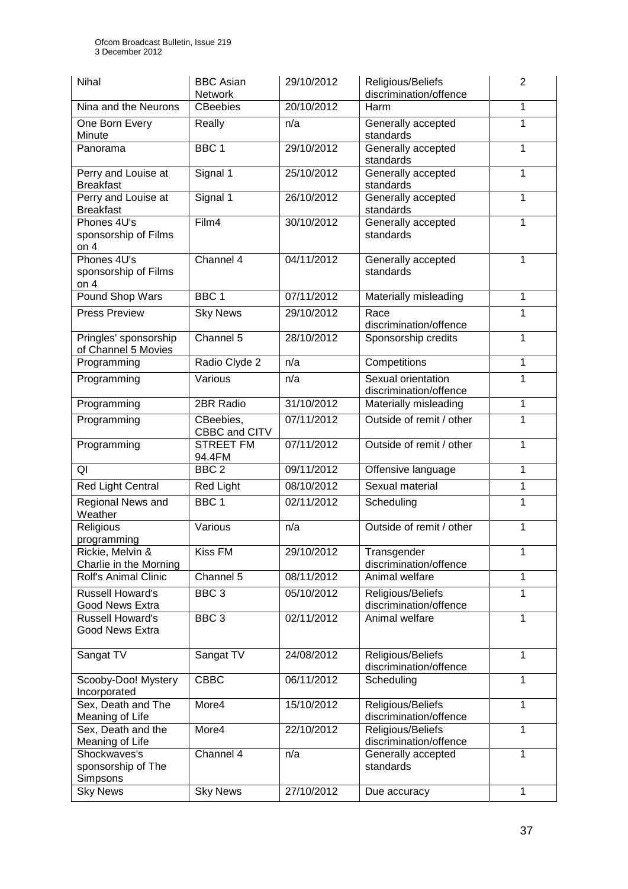| Nihal | BBC Asian Network | 29/10/2012 | Religious/Beliefs discrimination/offence | 2 |
|---|---|---|---|---|
| Nina and the Neurons | CBeebies | 20/10/2012 | Harm | 1 |
| One Born Every Minute | Really | n/a | Generally accepted standards | 1 |
| Panorama | BBC 1 | 29/10/2012 | Generally accepted standards | 1 |
| Perry and Louise at Breakfast | Signal 1 | 25/10/2012 | Generally accepted standards | 1 |
| Perry and Louise at Breakfast | Signal 1 | 26/10/2012 | Generally accepted standards | 1 |
| Phones 4U's sponsorship of Films on 4 | Film4 | 30/10/2012 | Generally accepted standards | 1 |
| Phones 4U's sponsorship of Films on 4 | Channel 4 | 04/11/2012 | Generally accepted standards | 1 |
| Pound Shop Wars | BBC 1 | 07/11/2012 | Materially misleading | 1 |
| Press Preview | Sky News | 29/10/2012 | Race discrimination/offence | 1 |
| Pringles' sponsorship of Channel 5 Movies | Channel 5 | 28/10/2012 | Sponsorship credits | 1 |
| Programming | Radio Clyde 2 | n/a | Competitions | 1 |
| Programming | Various | n/a | Sexual orientation discrimination/offence | 1 |
| Programming | 2BR Radio | 31/10/2012 | Materially misleading | 1 |
| Programming | CBeebies, CBBC and CITV | 07/11/2012 | Outside of remit / other | 1 |
| Programming | STREET FM 94.4FM | 07/11/2012 | Outside of remit / other | 1 |
| QI | BBC 2 | 09/11/2012 | Offensive language | 1 |
| Red Light Central | Red Light | 08/10/2012 | Sexual material | 1 |
| Regional News and Weather | BBC 1 | 02/11/2012 | Scheduling | 1 |
| Religious programming | Various | n/a | Outside of remit / other | 1 |
| Rickie, Melvin & Charlie in the Morning | Kiss FM | 29/10/2012 | Transgender discrimination/offence | 1 |
| Rolf's Animal Clinic | Channel 5 | 08/11/2012 | Animal welfare | 1 |
| Russell Howard's Good News Extra | BBC 3 | 05/10/2012 | Religious/Beliefs discrimination/offence | 1 |
| Russell Howard's Good News Extra | BBC 3 | 02/11/2012 | Animal welfare | 1 |
| Sangat TV | Sangat TV | 24/08/2012 | Religious/Beliefs discrimination/offence | 1 |
| Scooby-Doo! Mystery Incorporated | CBBC | 06/11/2012 | Scheduling | 1 |
| Sex, Death and The Meaning of Life | More4 | 15/10/2012 | Religious/Beliefs discrimination/offence | 1 |
| Sex, Death and the Meaning of Life | More4 | 22/10/2012 | Religious/Beliefs discrimination/offence | 1 |
| Shockwaves's sponsorship of The Simpsons | Channel 4 | n/a | Generally accepted standards | 1 |
| Sky News | Sky News | 27/10/2012 | Due accuracy | 1 |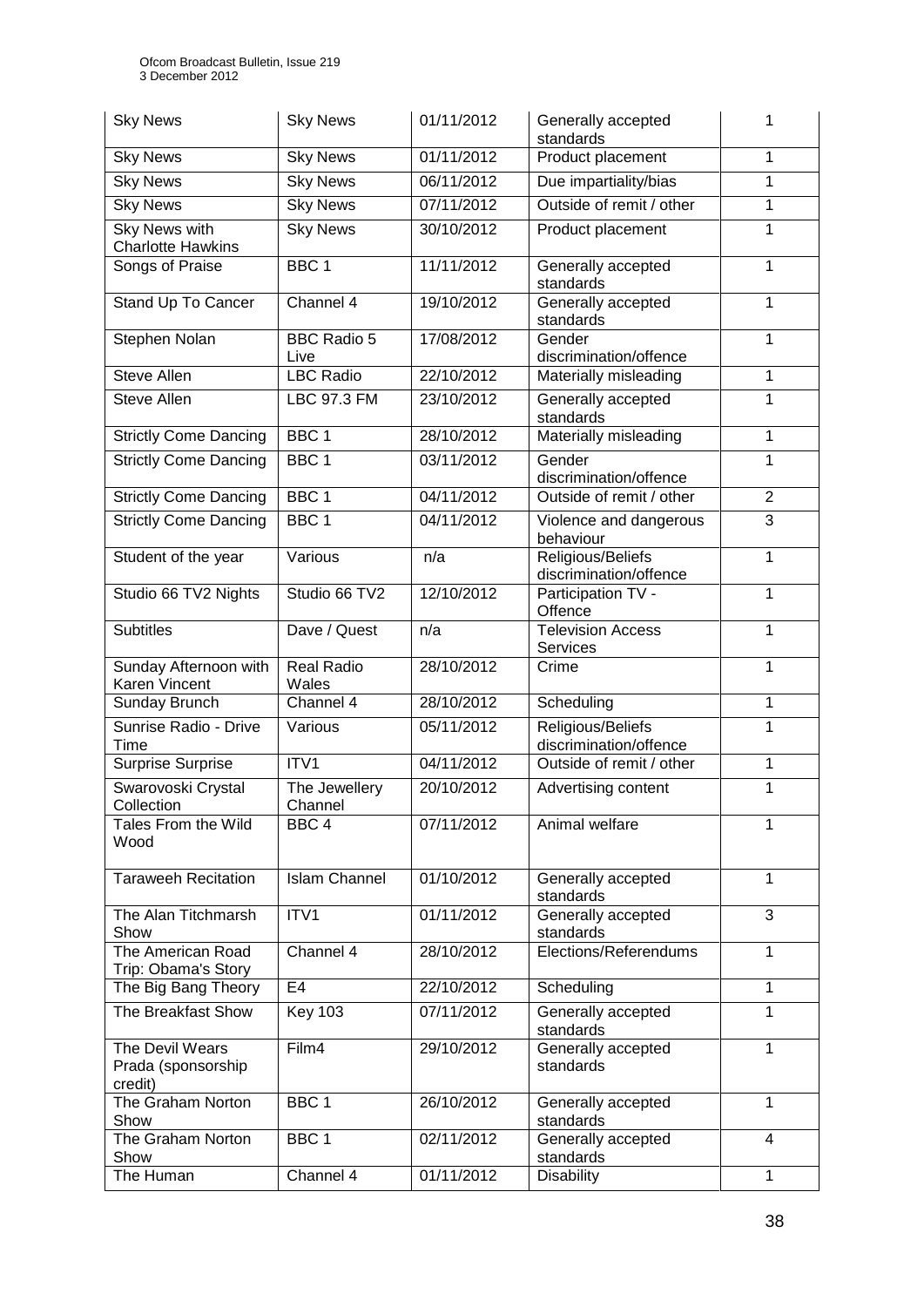| Sky News | Sky News | 01/11/2012 | Generally accepted standards | 1 |
|---|---|---|---|---|
| Sky News | Sky News | 01/11/2012 | Product placement | 1 |
| Sky News | Sky News | 06/11/2012 | Due impartiality/bias | 1 |
| Sky News | Sky News | 07/11/2012 | Outside of remit / other | 1 |
| Sky News with Charlotte Hawkins | Sky News | 30/10/2012 | Product placement | 1 |
| Songs of Praise | BBC 1 | 11/11/2012 | Generally accepted standards | 1 |
| Stand Up To Cancer | Channel 4 | 19/10/2012 | Generally accepted standards | 1 |
| Stephen Nolan | BBC Radio 5 Live | 17/08/2012 | Gender discrimination/offence | 1 |
| Steve Allen | LBC Radio | 22/10/2012 | Materially misleading | 1 |
| Steve Allen | LBC 97.3 FM | 23/10/2012 | Generally accepted standards | 1 |
| Strictly Come Dancing | BBC 1 | 28/10/2012 | Materially misleading | 1 |
| Strictly Come Dancing | BBC 1 | 03/11/2012 | Gender discrimination/offence | 1 |
| Strictly Come Dancing | BBC 1 | 04/11/2012 | Outside of remit / other | 2 |
| Strictly Come Dancing | BBC 1 | 04/11/2012 | Violence and dangerous behaviour | 3 |
| Student of the year | Various | n/a | Religious/Beliefs discrimination/offence | 1 |
| Studio 66 TV2 Nights | Studio 66 TV2 | 12/10/2012 | Participation TV - Offence | 1 |
| Subtitles | Dave / Quest | n/a | Television Access Services | 1 |
| Sunday Afternoon with Karen Vincent | Real Radio Wales | 28/10/2012 | Crime | 1 |
| Sunday Brunch | Channel 4 | 28/10/2012 | Scheduling | 1 |
| Sunrise Radio - Drive Time | Various | 05/11/2012 | Religious/Beliefs discrimination/offence | 1 |
| Surprise Surprise | ITV1 | 04/11/2012 | Outside of remit / other | 1 |
| Swarovoski Crystal Collection | The Jewellery Channel | 20/10/2012 | Advertising content | 1 |
| Tales From the Wild Wood | BBC 4 | 07/11/2012 | Animal welfare | 1 |
| Taraweeh Recitation | Islam Channel | 01/10/2012 | Generally accepted standards | 1 |
| The Alan Titchmarsh Show | ITV1 | 01/11/2012 | Generally accepted standards | 3 |
| The American Road Trip: Obama's Story | Channel 4 | 28/10/2012 | Elections/Referendums | 1 |
| The Big Bang Theory | E4 | 22/10/2012 | Scheduling | 1 |
| The Breakfast Show | Key 103 | 07/11/2012 | Generally accepted standards | 1 |
| The Devil Wears Prada (sponsorship credit) | Film4 | 29/10/2012 | Generally accepted standards | 1 |
| The Graham Norton Show | BBC 1 | 26/10/2012 | Generally accepted standards | 1 |
| The Graham Norton Show | BBC 1 | 02/11/2012 | Generally accepted standards | 4 |
| The Human | Channel 4 | 01/11/2012 | Disability | 1 |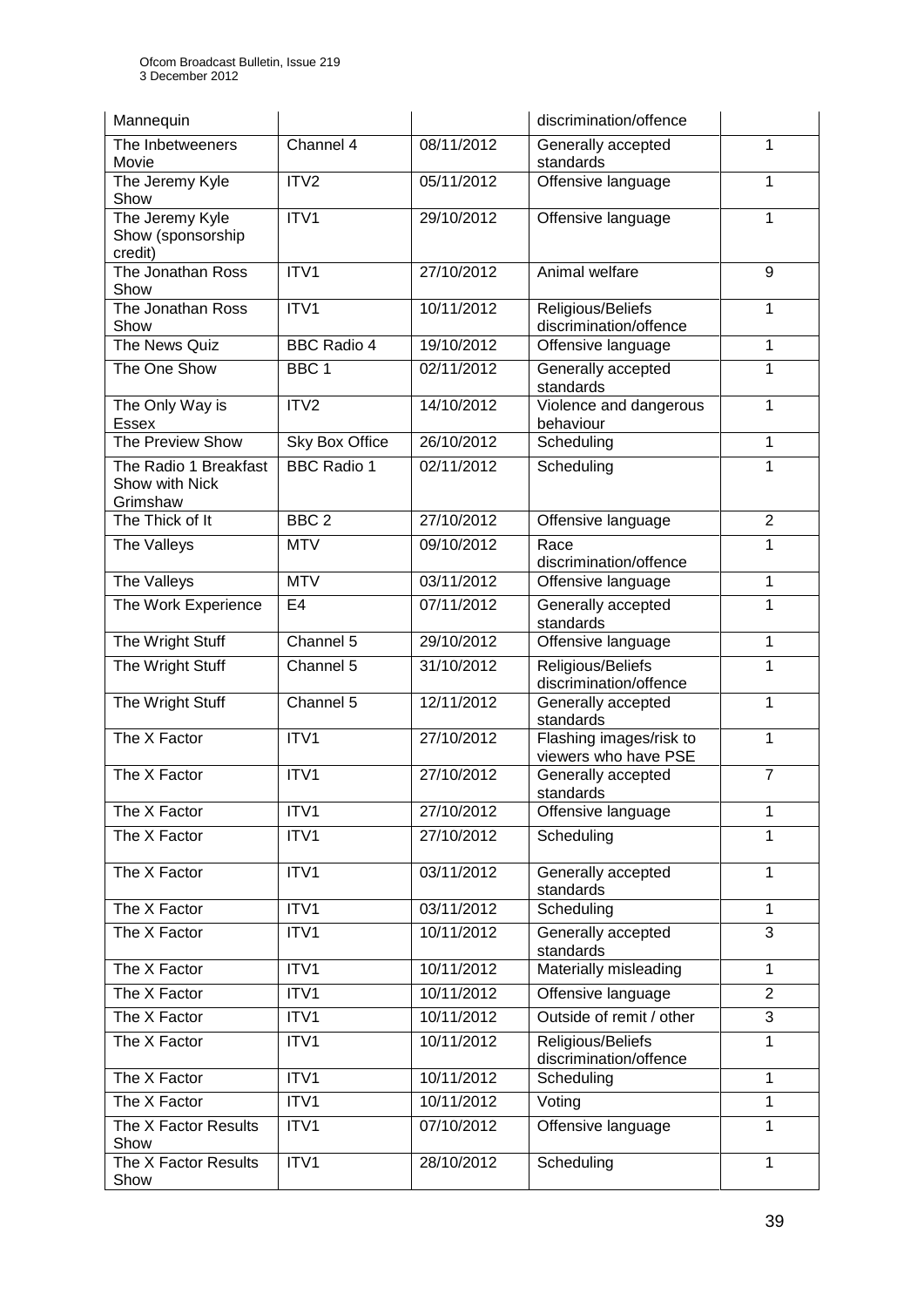| Mannequin | | | discrimination/offence | |
|---|---|---|---|---|
| The Inbetweeners Movie | Channel 4 | 08/11/2012 | Generally accepted standards | 1 |
| The Jeremy Kyle Show | ITV2 | 05/11/2012 | Offensive language | 1 |
| The Jeremy Kyle Show (sponsorship credit) | ITV1 | 29/10/2012 | Offensive language | 1 |
| The Jonathan Ross Show | ITV1 | 27/10/2012 | Animal welfare | 9 |
| The Jonathan Ross Show | ITV1 | 10/11/2012 | Religious/Beliefs discrimination/offence | 1 |
| The News Quiz | BBC Radio 4 | 19/10/2012 | Offensive language | 1 |
| The One Show | BBC 1 | 02/11/2012 | Generally accepted standards | 1 |
| The Only Way is Essex | ITV2 | 14/10/2012 | Violence and dangerous behaviour | 1 |
| The Preview Show | Sky Box Office | 26/10/2012 | Scheduling | 1 |
| The Radio 1 Breakfast Show with Nick Grimshaw | BBC Radio 1 | 02/11/2012 | Scheduling | 1 |
| The Thick of It | BBC 2 | 27/10/2012 | Offensive language | 2 |
| The Valleys | MTV | 09/10/2012 | Race discrimination/offence | 1 |
| The Valleys | MTV | 03/11/2012 | Offensive language | 1 |
| The Work Experience | E4 | 07/11/2012 | Generally accepted standards | 1 |
| The Wright Stuff | Channel 5 | 29/10/2012 | Offensive language | 1 |
| The Wright Stuff | Channel 5 | 31/10/2012 | Religious/Beliefs discrimination/offence | 1 |
| The Wright Stuff | Channel 5 | 12/11/2012 | Generally accepted standards | 1 |
| The X Factor | ITV1 | 27/10/2012 | Flashing images/risk to viewers who have PSE | 1 |
| The X Factor | ITV1 | 27/10/2012 | Generally accepted standards | 7 |
| The X Factor | ITV1 | 27/10/2012 | Offensive language | 1 |
| The X Factor | ITV1 | 27/10/2012 | Scheduling | 1 |
| The X Factor | ITV1 | 03/11/2012 | Generally accepted standards | 1 |
| The X Factor | ITV1 | 03/11/2012 | Scheduling | 1 |
| The X Factor | ITV1 | 10/11/2012 | Generally accepted standards | 3 |
| The X Factor | ITV1 | 10/11/2012 | Materially misleading | 1 |
| The X Factor | ITV1 | 10/11/2012 | Offensive language | 2 |
| The X Factor | ITV1 | 10/11/2012 | Outside of remit / other | 3 |
| The X Factor | ITV1 | 10/11/2012 | Religious/Beliefs discrimination/offence | 1 |
| The X Factor | ITV1 | 10/11/2012 | Scheduling | 1 |
| The X Factor | ITV1 | 10/11/2012 | Voting | 1 |
| The X Factor Results Show | ITV1 | 07/10/2012 | Offensive language | 1 |
| The X Factor Results Show | ITV1 | 28/10/2012 | Scheduling | 1 |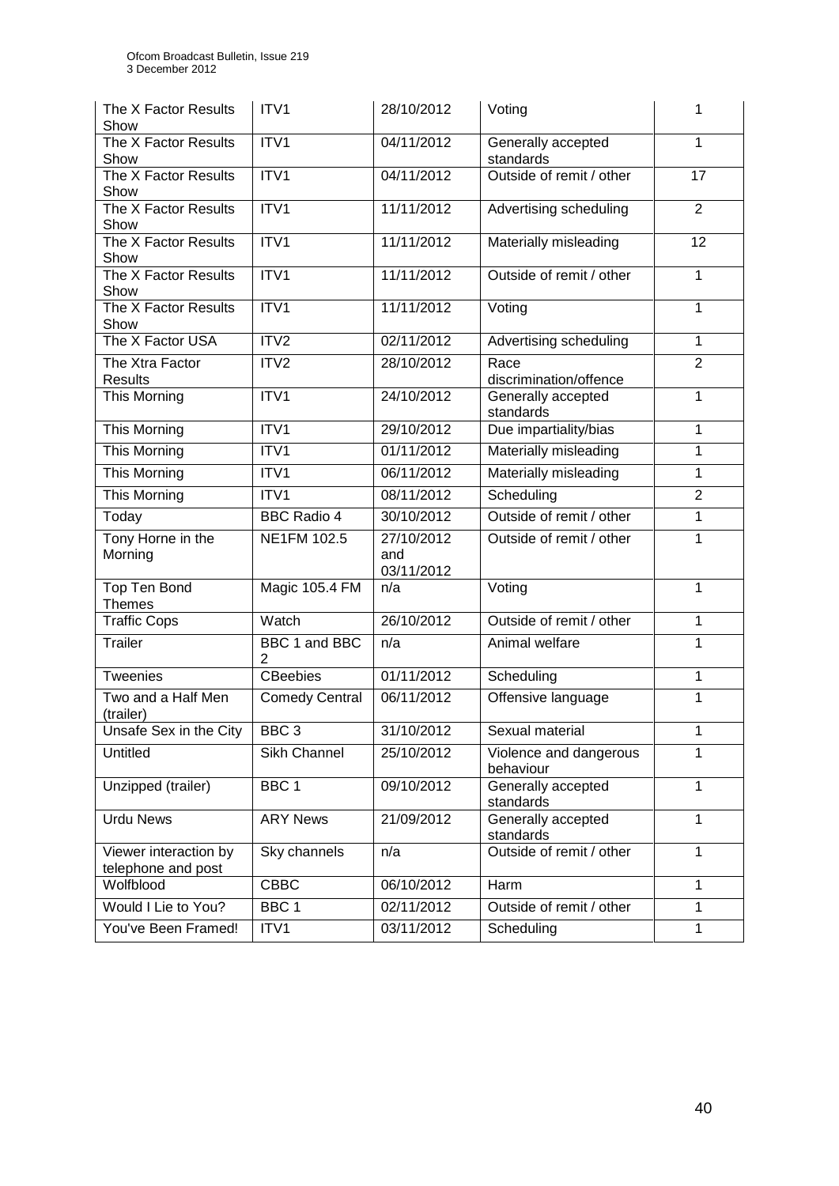| The X Factor Results Show | ITV1 | 28/10/2012 | Voting | 1 |
|---|---|---|---|---|
| The X Factor Results Show | ITV1 | 04/11/2012 | Generally accepted standards | 1 |
| The X Factor Results Show | ITV1 | 04/11/2012 | Outside of remit / other | 17 |
| The X Factor Results Show | ITV1 | 11/11/2012 | Advertising scheduling | 2 |
| The X Factor Results Show | ITV1 | 11/11/2012 | Materially misleading | 12 |
| The X Factor Results Show | ITV1 | 11/11/2012 | Outside of remit / other | 1 |
| The X Factor Results Show | ITV1 | 11/11/2012 | Voting | 1 |
| The X Factor USA | ITV2 | 02/11/2012 | Advertising scheduling | 1 |
| The Xtra Factor Results | ITV2 | 28/10/2012 | Race discrimination/offence | 2 |
| This Morning | ITV1 | 24/10/2012 | Generally accepted standards | 1 |
| This Morning | ITV1 | 29/10/2012 | Due impartiality/bias | 1 |
| This Morning | ITV1 | 01/11/2012 | Materially misleading | 1 |
| This Morning | ITV1 | 06/11/2012 | Materially misleading | 1 |
| This Morning | ITV1 | 08/11/2012 | Scheduling | 2 |
| Today | BBC Radio 4 | 30/10/2012 | Outside of remit / other | 1 |
| Tony Horne in the Morning | NE1FM 102.5 | 27/10/2012 and 03/11/2012 | Outside of remit / other | 1 |
| Top Ten Bond Themes | Magic 105.4 FM | n/a | Voting | 1 |
| Traffic Cops | Watch | 26/10/2012 | Outside of remit / other | 1 |
| Trailer | BBC 1 and BBC 2 | n/a | Animal welfare | 1 |
| Tweenies | CBeebies | 01/11/2012 | Scheduling | 1 |
| Two and a Half Men (trailer) | Comedy Central | 06/11/2012 | Offensive language | 1 |
| Unsafe Sex in the City | BBC 3 | 31/10/2012 | Sexual material | 1 |
| Untitled | Sikh Channel | 25/10/2012 | Violence and dangerous behaviour | 1 |
| Unzipped (trailer) | BBC 1 | 09/10/2012 | Generally accepted standards | 1 |
| Urdu News | ARY News | 21/09/2012 | Generally accepted standards | 1 |
| Viewer interaction by telephone and post | Sky channels | n/a | Outside of remit / other | 1 |
| Wolfblood | CBBC | 06/10/2012 | Harm | 1 |
| Would I Lie to You? | BBC 1 | 02/11/2012 | Outside of remit / other | 1 |
| You've Been Framed! | ITV1 | 03/11/2012 | Scheduling | 1 |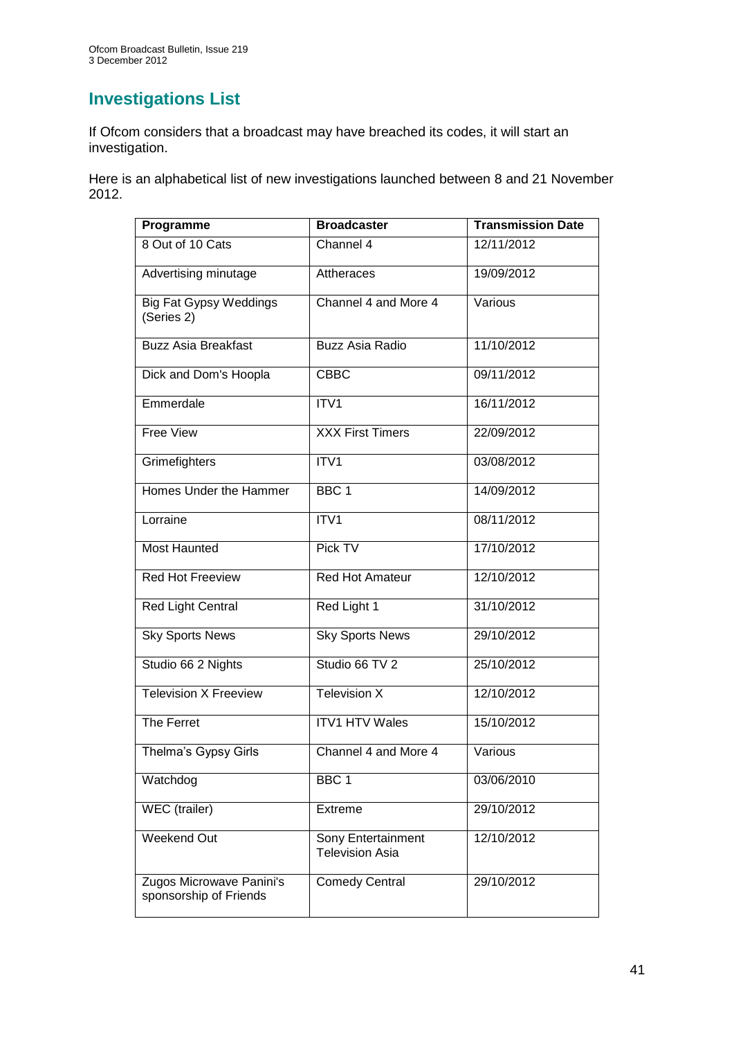## Investigations List

If Ofcom considers that a broadcast may have breached its codes, it will start an investigation.

Here is an alphabetical list of new investigations launched between 8 and 21 November 2012.

| Programme | Broadcaster | Transmission Date |
|---|---|---|
| 8 Out of 10 Cats | Channel 4 | 12/11/2012 |
| Advertising minutage | Attheraces | 19/09/2012 |
| Big Fat Gypsy Weddings (Series 2) | Channel 4 and More 4 | Various |
| Buzz Asia Breakfast | Buzz Asia Radio | 11/10/2012 |
| Dick and Dom's Hoopla | CBBC | 09/11/2012 |
| Emmerdale | ITV1 | 16/11/2012 |
| Free View | XXX First Timers | 22/09/2012 |
| Grimefighters | ITV1 | 03/08/2012 |
| Homes Under the Hammer | BBC 1 | 14/09/2012 |
| Lorraine | ITV1 | 08/11/2012 |
| Most Haunted | Pick TV | 17/10/2012 |
| Red Hot Freeview | Red Hot Amateur | 12/10/2012 |
| Red Light Central | Red Light 1 | 31/10/2012 |
| Sky Sports News | Sky Sports News | 29/10/2012 |
| Studio 66 2 Nights | Studio 66 TV 2 | 25/10/2012 |
| Television X Freeview | Television X | 12/10/2012 |
| The Ferret | ITV1 HTV Wales | 15/10/2012 |
| Thelma's Gypsy Girls | Channel 4 and More 4 | Various |
| Watchdog | BBC 1 | 03/06/2010 |
| WEC (trailer) | Extreme | 29/10/2012 |
| Weekend Out | Sony Entertainment Television Asia | 12/10/2012 |
| Zugos Microwave Panini's sponsorship of Friends | Comedy Central | 29/10/2012 |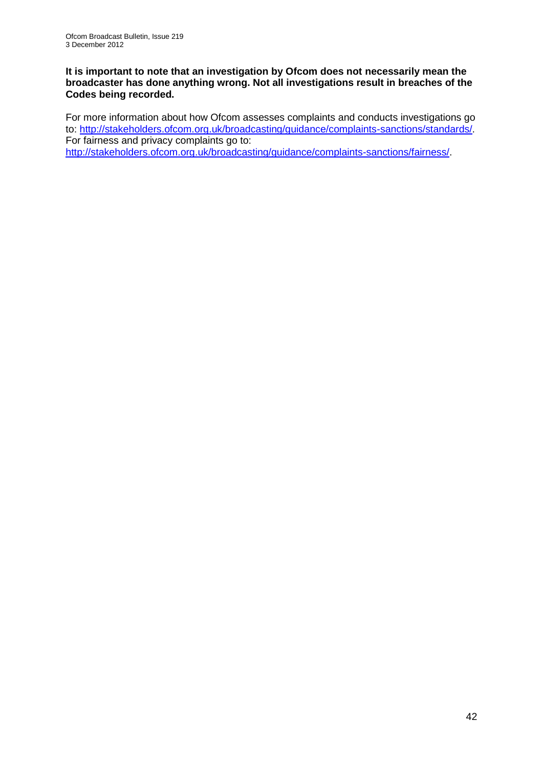**It is important to note that an investigation by Ofcom does not necessarily mean the broadcaster has done anything wrong. Not all investigations result in breaches of the Codes being recorded.**

For more information about how Ofcom assesses complaints and conducts investigations go to: [http://stakeholders.ofcom.org.uk/broadcasting/guidance/complaints-sanctions/standards/](http://stakeholders.ofcom.org.uk/broadcasting/guidance/complaints-sanctions/standards/).
For fairness and privacy complaints go to:
[http://stakeholders.ofcom.org.uk/broadcasting/guidance/complaints-sanctions/fairness/](http://stakeholders.ofcom.org.uk/broadcasting/guidance/complaints-sanctions/fairness/).